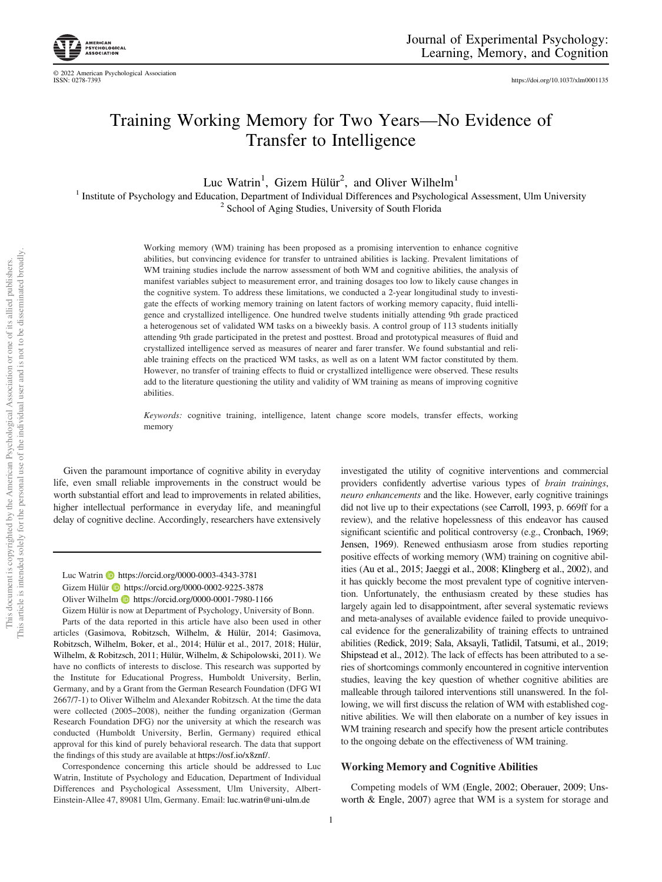# Training Working Memory for Two Years—No Evidence of Transfer to Intelligence

Luc Watrin[1], Gizem Hülür[2], and Oliver Wilhelm[1]

[1] Institute of Psychology and Education, Department of Individual Differences and Psychological Assessment, Ulm University
[2] School of Aging Studies, University of South Florida

Working memory (WM) training has been proposed as a promising intervention to enhance cognitive abilities, but convincing evidence for transfer to untrained abilities is lacking. Prevalent limitations of WM training studies include the narrow assessment of both WM and cognitive abilities, the analysis of manifest variables subject to measurement error, and training dosages too low to likely cause changes in the cognitive system. To address these limitations, we conducted a 2-year longitudinal study to investigate the effects of working memory training on latent factors of working memory capacity, fluid intelligence and crystallized intelligence. One hundred twelve students initially attending 9th grade practiced a heterogenous set of validated WM tasks on a biweekly basis. A control group of 113 students initially attending 9th grade participated in the pretest and posttest. Broad and prototypical measures of fluid and crystallized intelligence served as measures of nearer and farer transfer. We found substantial and reliable training effects on the practiced WM tasks, as well as on a latent WM factor constituted by them. However, no transfer of training effects to fluid or crystallized intelligence were observed. These results add to the literature questioning the utility and validity of WM training as means of improving cognitive abilities.

*Keywords:* cognitive training, intelligence, latent change score models, transfer effects, working memory

Given the paramount importance of cognitive ability in everyday life, even small reliable improvements in the construct would be worth substantial effort and lead to improvements in related abilities, higher intellectual performance in everyday life, and meaningful delay of cognitive decline. Accordingly, researchers have extensively investigated the utility of cognitive interventions and commercial providers confidently advertise various types of *brain trainings*, *neuro enhancements* and the like. However, early cognitive trainings did not live up to their expectations (see Carroll, 1993, p. 669ff for a review), and the relative hopelessness of this endeavor has caused significant scientific and political controversy (e.g., Cronbach, 1969; Jensen, 1969). Renewed enthusiasm arose from studies reporting positive effects of working memory (WM) training on cognitive abilities (Au et al., 2015; Jaeggi et al., 2008; Klingberg et al., 2002), and it has quickly become the most prevalent type of cognitive intervention. Unfortunately, the enthusiasm created by these studies has largely again led to disappointment, after several systematic reviews and meta-analyses of available evidence failed to provide unequivocal evidence for the generalizability of training effects to untrained abilities (Redick, 2019; Sala, Aksayli, Tatlidil, Tatsumi, et al., 2019; Shipstead et al., 2012). The lack of effects has been attributed to a series of shortcomings commonly encountered in cognitive intervention studies, leaving the key question of whether cognitive abilities are malleable through tailored interventions still unanswered. In the following, we will first discuss the relation of WM with established cognitive abilities. We will then elaborate on a number of key issues in WM training research and specify how the present article contributes to the ongoing debate on the effectiveness of WM training.

## Working Memory and Cognitive Abilities

Competing models of WM (Engle, 2002; Oberauer, 2009; Unsworth & Engle, 2007) agree that WM is a system for storage and

---

Luc Watrin https://orcid.org/0000-0003-4343-3781

Gizem Hülür https://orcid.org/0000-0002-9225-3878

Oliver Wilhelm https://orcid.org/0000-0001-7980-1166

Gizem Hülür is now at Department of Psychology, University of Bonn.

Parts of the data reported in this article have also been used in other articles (Gasimova, Robitzsch, Wilhelm, & Hülür, 2014; Gasimova, Robitzsch, Wilhelm, Boker, et al., 2014; Hülür et al., 2017, 2018; Hülür, Wilhelm, & Robitzsch, 2011; Hülür, Wilhelm, & Schipolowski, 2011). We have no conflicts of interests to disclose. This research was supported by the Institute for Educational Progress, Humboldt University, Berlin, Germany, and by a Grant from the German Research Foundation (DFG WI 2667/7-1) to Oliver Wilhelm and Alexander Robitzsch. At the time the data were collected (2005–2008), neither the funding organization (German Research Foundation DFG) nor the university at which the research was conducted (Humboldt University, Berlin, Germany) required ethical approval for this kind of purely behavioral research. The data that support the findings of this study are available at https://osf.io/x8znf/.

Correspondence concerning this article should be addressed to Luc Watrin, Institute of Psychology and Education, Department of Individual Differences and Psychological Assessment, Ulm University, Albert-Einstein-Allee 47, 89081 Ulm, Germany. Email: luc.watrin@uni-ulm.de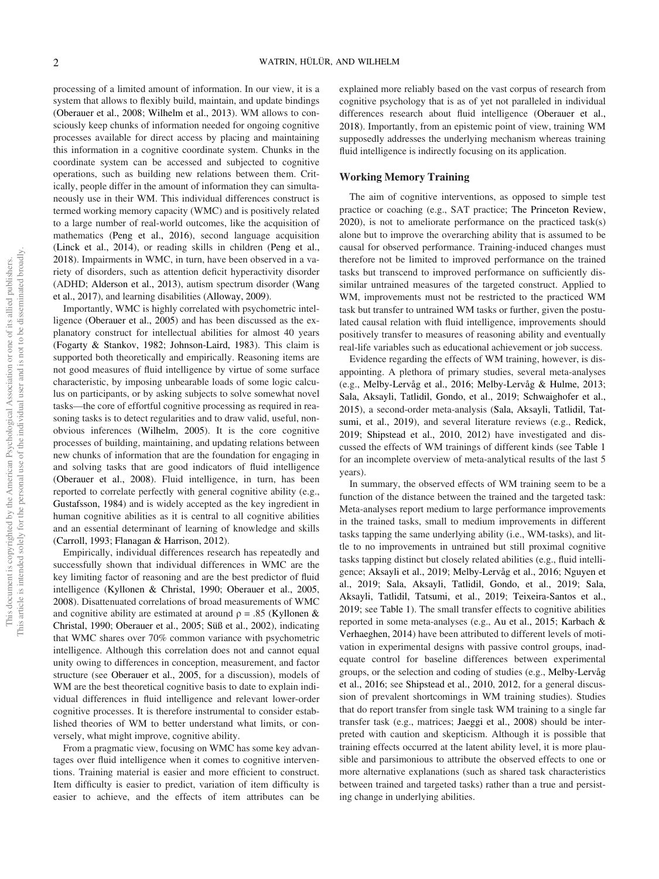processing of a limited amount of information. In our view, it is a system that allows to flexibly build, maintain, and update bindings (Oberauer et al., 2008; Wilhelm et al., 2013). WM allows to consciously keep chunks of information needed for ongoing cognitive processes available for direct access by placing and maintaining this information in a cognitive coordinate system. Chunks in the coordinate system can be accessed and subjected to cognitive operations, such as building new relations between them. Critically, people differ in the amount of information they can simultaneously use in their WM. This individual differences construct is termed working memory capacity (WMC) and is positively related to a large number of real-world outcomes, like the acquisition of mathematics (Peng et al., 2016), second language acquisition (Linck et al., 2014), or reading skills in children (Peng et al., 2018). Impairments in WMC, in turn, have been observed in a variety of disorders, such as attention deficit hyperactivity disorder (ADHD; Alderson et al., 2013), autism spectrum disorder (Wang et al., 2017), and learning disabilities (Alloway, 2009).

Importantly, WMC is highly correlated with psychometric intelligence (Oberauer et al., 2005) and has been discussed as the explanatory construct for intellectual abilities for almost 40 years (Fogarty & Stankov, 1982; Johnson-Laird, 1983). This claim is supported both theoretically and empirically. Reasoning items are not good measures of fluid intelligence by virtue of some surface characteristic, by imposing unbearable loads of some logic calculus on participants, or by asking subjects to solve somewhat novel tasks—the core of effortful cognitive processing as required in reasoning tasks is to detect regularities and to draw valid, useful, nonobvious inferences (Wilhelm, 2005). It is the core cognitive processes of building, maintaining, and updating relations between new chunks of information that are the foundation for engaging in and solving tasks that are good indicators of fluid intelligence (Oberauer et al., 2008). Fluid intelligence, in turn, has been reported to correlate perfectly with general cognitive ability (e.g., Gustafsson, 1984) and is widely accepted as the key ingredient in human cognitive abilities as it is central to all cognitive abilities and an essential determinant of learning of knowledge and skills (Carroll, 1993; Flanagan & Harrison, 2012).

Empirically, individual differences research has repeatedly and successfully shown that individual differences in WMC are the key limiting factor of reasoning and are the best predictor of fluid intelligence (Kyllonen & Christal, 1990; Oberauer et al., 2005, 2008). Disattenuated correlations of broad measurements of WMC and cognitive ability are estimated at around $\rho = .85$ (Kyllonen & Christal, 1990; Oberauer et al., 2005; Süß et al., 2002), indicating that WMC shares over 70% common variance with psychometric intelligence. Although this correlation does not and cannot equal unity owing to differences in conception, measurement, and factor structure (see Oberauer et al., 2005, for a discussion), models of WM are the best theoretical cognitive basis to date to explain individual differences in fluid intelligence and relevant lower-order cognitive processes. It is therefore instrumental to consider established theories of WM to better understand what limits, or conversely, what might improve, cognitive ability.

From a pragmatic view, focusing on WMC has some key advantages over fluid intelligence when it comes to cognitive interventions. Training material is easier and more efficient to construct. Item difficulty is easier to predict, variation of item difficulty is easier to achieve, and the effects of item attributes can be explained more reliably based on the vast corpus of research from cognitive psychology that is as of yet not paralleled in individual differences research about fluid intelligence (Oberauer et al., 2018). Importantly, from an epistemic point of view, training WM supposedly addresses the underlying mechanism whereas training fluid intelligence is indirectly focusing on its application.

## Working Memory Training

The aim of cognitive interventions, as opposed to simple test practice or coaching (e.g., SAT practice; The Princeton Review, 2020), is not to ameliorate performance on the practiced task(s) alone but to improve the overarching ability that is assumed to be causal for observed performance. Training-induced changes must therefore not be limited to improved performance on the trained tasks but transcend to improved performance on sufficiently dissimilar untrained measures of the targeted construct. Applied to WM, improvements must not be restricted to the practiced WM task but transfer to untrained WM tasks or further, given the postulated causal relation with fluid intelligence, improvements should positively transfer to measures of reasoning ability and eventually real-life variables such as educational achievement or job success.

Evidence regarding the effects of WM training, however, is disappointing. A plethora of primary studies, several meta-analyses (e.g., Melby-Lervåg et al., 2016; Melby-Lervåg & Hulme, 2013; Sala, Aksayli, Tatlidil, Gondo, et al., 2019; Schwaighofer et al., 2015), a second-order meta-analysis (Sala, Aksayli, Tatlidil, Tatsumi, et al., 2019), and several literature reviews (e.g., Redick, 2019; Shipstead et al., 2010, 2012) have investigated and discussed the effects of WM trainings of different kinds (see Table 1 for an incomplete overview of meta-analytical results of the last 5 years).

In summary, the observed effects of WM training seem to be a function of the distance between the trained and the targeted task: Meta-analyses report medium to large performance improvements in the trained tasks, small to medium improvements in different tasks tapping the same underlying ability (i.e., WM-tasks), and little to no improvements in untrained but still proximal cognitive tasks tapping distinct but closely related abilities (e.g., fluid intelligence; Aksayli et al., 2019; Melby-Lervåg et al., 2016; Nguyen et al., 2019; Sala, Aksayli, Tatlidil, Gondo, et al., 2019; Sala, Aksayli, Tatlidil, Tatsumi, et al., 2019; Teixeira-Santos et al., 2019; see Table 1). The small transfer effects to cognitive abilities reported in some meta-analyses (e.g., Au et al., 2015; Karbach & Verhaeghen, 2014) have been attributed to different levels of motivation in experimental designs with passive control groups, inadequate control for baseline differences between experimental groups, or the selection and coding of studies (e.g., Melby-Lervåg et al., 2016; see Shipstead et al., 2010, 2012, for a general discussion of prevalent shortcomings in WM training studies). Studies that do report transfer from single task WM training to a single far transfer task (e.g., matrices; Jaeggi et al., 2008) should be interpreted with caution and skepticism. Although it is possible that training effects occurred at the latent ability level, it is more plausible and parsimonious to attribute the observed effects to one or more alternative explanations (such as shared task characteristics between trained and targeted tasks) rather than a true and persisting change in underlying abilities.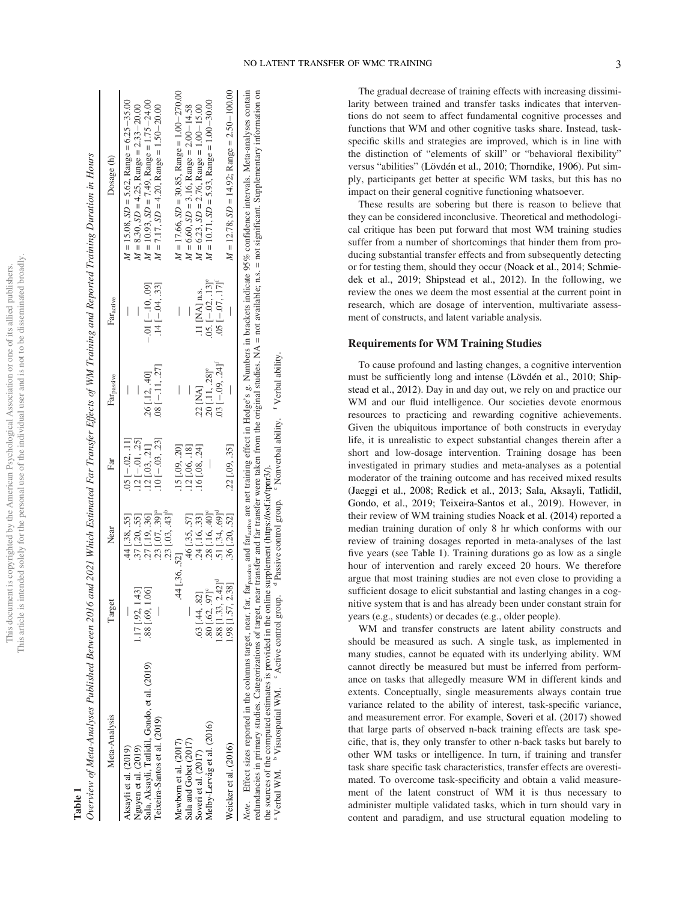**Table 1**

*Overview of Meta-Analyses Published Between 2016 and 2021 Which Estimated Far Transfer Effects of WM Training and Reported Training Duration in Hours*

| Meta-Analysis | Target | Near | Far | $Far_{passive}$ | $Far_{active}$ | Dosage (h) |
|---|---|---|---|---|---|---|
| Aksayli et al. (2019) | — | .44 [.38, .55] | .05 [−.02, .11] | — | — | $M$ = 15.08, $SD$ = 5.62, Range = 6.25–35.00 |
| Nguyen et al. (2019) | 1.17 [.92, 1.43] | .37 [.20, .55] | .12 [−.01, .25] | — | — | $M$ = 8.30, $SD$ = 4.25, Range = 2.33–20.00 |
| Sala, Aksayli, Tatlidil, Gondo, et al. (2019) | .88 [.69, 1.06] | .27 [.19, .36] | .12 [.03, .21] | .26 [.12, .40] | −.01 [−.10, .09] | $M$ = 10.93, $SD$ = 7.49, Range = 1.75–24.00 |
| Teixeira-Santos et al. (2019) | — | .23 [.07, .39][a] .23 [.03, .43][b] | .10 [−.03, .23] | .08 [−.11, .27] | .14 [−.04, .33] | $M$ = 7.17, $SD$ = 4.20, Range = 1.50–20.00 |
| Mewborn et al. (2017) | .44 [.36, .52] | | .15 [.09, .20] | — | — | $M$ = 17.66, $SD$ = 30.85, Range = 1.00–270.00 |
| Sala and Gobet (2017) | — | .46 [.35, .57] | .12 [.06, .18] | — | — | $M$ = 6.60, $SD$ = 3.16, Range = 2.00–14.58 |
| Soveri et al. (2017) | .63 [.44, .82] | .24 [.16, .33] | .16 [.08, .24] | .22 [NA] | .11 [NA] n.s. | $M$ = 6.23, $SD$ = 2.76, Range = 1.00–15.00 |
| Melby-Lervåg et al. (2016) | .80 [.62, .97][c] 1.88 [1.33, 2.42][d] | .28 [.16, .40][c] .51 [.34, .69][d] | — | .20 [.11, .28][e] .03 [−.09, .24][f] | .05 [−.02, .13][e] .05 [−.07, .17][f] | $M$ = 10.71, $SD$ = 5.93, Range = 1.00–30.00 |
| Weicker et al. (2016) | 1.98 [1.57, 2.38] | .36 [.20, .52] | .22 [.09, .35] | — | — | $M$ = 12.78; $SD$ = 14.92; Range = 2.50–100.00 |

*Note.* Effect sizes reported in the columns target, near, far, $far_{passive}$ and $far_{active}$ are net training effect in Hedge's $g$. Numbers in brackets indicate 95% confidence intervals. Meta-analyses contain redundancies in primary studies. Categorizations of target, near transfer and far transfer were taken from the original studies. NA = not available; n.s. = not significant. Supplementary information on the sources of the computed estimates is provided in the online supplement (https://osf.io/tpmr3/).
[a] Verbal WM. [b] Visuospatial WM. [c] Active control group. [d] Passive control group. [e] Nonverbal ability. [f] Verbal ability.

The gradual decrease of training effects with increasing dissimilarity between trained and transfer tasks indicates that interventions do not seem to affect fundamental cognitive processes and functions that WM and other cognitive tasks share. Instead, task-specific skills and strategies are improved, which is in line with the distinction of "elements of skill" or "behavioral flexibility" versus "abilities" (Lövdén et al., 2010; Thorndike, 1906). Put simply, participants get better at specific WM tasks, but this has no impact on their general cognitive functioning whatsoever.

These results are sobering but there is reason to believe that they can be considered inconclusive. Theoretical and methodological critique has been put forward that most WM training studies suffer from a number of shortcomings that hinder them from producing substantial transfer effects and from subsequently detecting or for testing them, should they occur (Noack et al., 2014; Schmiedek et al., 2019; Shipstead et al., 2012). In the following, we review the ones we deem the most essential at the current point in research, which are dosage of intervention, multivariate assessment of constructs, and latent variable analysis.

## Requirements for WM Training Studies

To cause profound and lasting changes, a cognitive intervention must be sufficiently long and intense (Lövdén et al., 2010; Shipstead et al., 2012). Day in and day out, we rely on and practice our WM and our fluid intelligence. Our societies devote enormous resources to practicing and rewarding cognitive achievements. Given the ubiquitous importance of both constructs in everyday life, it is unrealistic to expect substantial changes therein after a short and low-dosage intervention. Training dosage has been investigated in primary studies and meta-analyses as a potential moderator of the training outcome and has received mixed results (Jaeggi et al., 2008; Redick et al., 2013; Sala, Aksayli, Tatlidil, Gondo, et al., 2019; Teixeira-Santos et al., 2019). However, in their review of WM training studies Noack et al. (2014) reported a median training duration of only 8 hr which conforms with our review of training dosages reported in meta-analyses of the last five years (see Table 1). Training durations go as low as a single hour of intervention and rarely exceed 20 hours. We therefore argue that most training studies are not even close to providing a sufficient dosage to elicit substantial and lasting changes in a cognitive system that is and has already been under constant strain for years (e.g., students) or decades (e.g., older people).

WM and transfer constructs are latent ability constructs and should be measured as such. A single task, as implemented in many studies, cannot be equated with its underlying ability. WM cannot directly be measured but must be inferred from performance on tasks that allegedly measure WM in different kinds and extents. Conceptually, single measurements always contain true variance related to the ability of interest, task-specific variance, and measurement error. For example, Soveri et al. (2017) showed that large parts of observed n-back training effects are task specific, that is, they only transfer to other n-back tasks but barely to other WM tasks or intelligence. In turn, if training and transfer task share specific task characteristics, transfer effects are overestimated. To overcome task-specificity and obtain a valid measurement of the latent construct of WM it is thus necessary to administer multiple validated tasks, which in turn should vary in content and paradigm, and use structural equation modeling to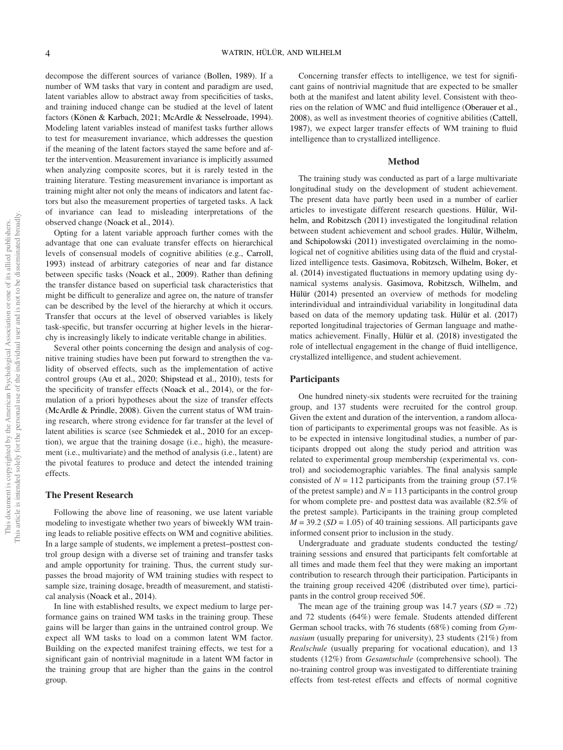decompose the different sources of variance (Bollen, 1989). If a number of WM tasks that vary in content and paradigm are used, latent variables allow to abstract away from specificities of tasks, and training induced change can be studied at the level of latent factors (Könen & Karbach, 2021; McArdle & Nesselroade, 1994). Modeling latent variables instead of manifest tasks further allows to test for measurement invariance, which addresses the question if the meaning of the latent factors stayed the same before and after the intervention. Measurement invariance is implicitly assumed when analyzing composite scores, but it is rarely tested in the training literature. Testing measurement invariance is important as training might alter not only the means of indicators and latent factors but also the measurement properties of targeted tasks. A lack of invariance can lead to misleading interpretations of the observed change (Noack et al., 2014).

Opting for a latent variable approach further comes with the advantage that one can evaluate transfer effects on hierarchical levels of consensual models of cognitive abilities (e.g., Carroll, 1993) instead of arbitrary categories of near and far distance between specific tasks (Noack et al., 2009). Rather than defining the transfer distance based on superficial task characteristics that might be difficult to generalize and agree on, the nature of transfer can be described by the level of the hierarchy at which it occurs. Transfer that occurs at the level of observed variables is likely task-specific, but transfer occurring at higher levels in the hierarchy is increasingly likely to indicate veritable change in abilities.

Several other points concerning the design and analysis of cognitive training studies have been put forward to strengthen the validity of observed effects, such as the implementation of active control groups (Au et al., 2020; Shipstead et al., 2010), tests for the specificity of transfer effects (Noack et al., 2014), or the formulation of a priori hypotheses about the size of transfer effects (McArdle & Prindle, 2008). Given the current status of WM training research, where strong evidence for far transfer at the level of latent abilities is scarce (see Schmiedek et al., 2010 for an exception), we argue that the training dosage (i.e., high), the measurement (i.e., multivariate) and the method of analysis (i.e., latent) are the pivotal features to produce and detect the intended training effects.

## The Present Research

Following the above line of reasoning, we use latent variable modeling to investigate whether two years of biweekly WM training leads to reliable positive effects on WM and cognitive abilities. In a large sample of students, we implement a pretest–posttest control group design with a diverse set of training and transfer tasks and ample opportunity for training. Thus, the current study surpasses the broad majority of WM training studies with respect to sample size, training dosage, breadth of measurement, and statistical analysis (Noack et al., 2014).

In line with established results, we expect medium to large performance gains on trained WM tasks in the training group. These gains will be larger than gains in the untrained control group. We expect all WM tasks to load on a common latent WM factor. Building on the expected manifest training effects, we test for a significant gain of nontrivial magnitude in a latent WM factor in the training group that are higher than the gains in the control group.

Concerning transfer effects to intelligence, we test for significant gains of nontrivial magnitude that are expected to be smaller both at the manifest and latent ability level. Consistent with theories on the relation of WMC and fluid intelligence (Oberauer et al., 2008), as well as investment theories of cognitive abilities (Cattell, 1987), we expect larger transfer effects of WM training to fluid intelligence than to crystallized intelligence.

## Method

The training study was conducted as part of a large multivariate longitudinal study on the development of student achievement. The present data have partly been used in a number of earlier articles to investigate different research questions. Hülür, Wilhelm, and Robitzsch (2011) investigated the longitudinal relation between student achievement and school grades. Hülür, Wilhelm, and Schipolowski (2011) investigated overclaiming in the nomological net of cognitive abilities using data of the fluid and crystallized intelligence tests. Gasimova, Robitzsch, Wilhelm, Boker, et al. (2014) investigated fluctuations in memory updating using dynamical systems analysis. Gasimova, Robitzsch, Wilhelm, and Hülür (2014) presented an overview of methods for modeling interindividual and intraindividual variability in longitudinal data based on data of the memory updating task. Hülür et al. (2017) reported longitudinal trajectories of German language and mathematics achievement. Finally, Hülür et al. (2018) investigated the role of intellectual engagement in the change of fluid intelligence, crystallized intelligence, and student achievement.

### Participants

One hundred ninety-six students were recruited for the training group, and 137 students were recruited for the control group. Given the extent and duration of the intervention, a random allocation of participants to experimental groups was not feasible. As is to be expected in intensive longitudinal studies, a number of participants dropped out along the study period and attrition was related to experimental group membership (experimental vs. control) and sociodemographic variables. The final analysis sample consisted of $N = 112$ participants from the training group (57.1% of the pretest sample) and $N = 113$ participants in the control group for whom complete pre- and posttest data was available (82.5% of the pretest sample). Participants in the training group completed $M = 39.2$ ($SD = 1.05$) of 40 training sessions. All participants gave informed consent prior to inclusion in the study.

Undergraduate and graduate students conducted the testing/training sessions and ensured that participants felt comfortable at all times and made them feel that they were making an important contribution to research through their participation. Participants in the training group received 420€ (distributed over time), participants in the control group received 50€.

The mean age of the training group was 14.7 years ($SD = .72$) and 72 students (64%) were female. Students attended different German school tracks, with 76 students (68%) coming from *Gymnasium* (usually preparing for university), 23 students (21%) from *Realschule* (usually preparing for vocational education), and 13 students (12%) from *Gesamtschule* (comprehensive school). The no-training control group was investigated to differentiate training effects from test-retest effects and effects of normal cognitive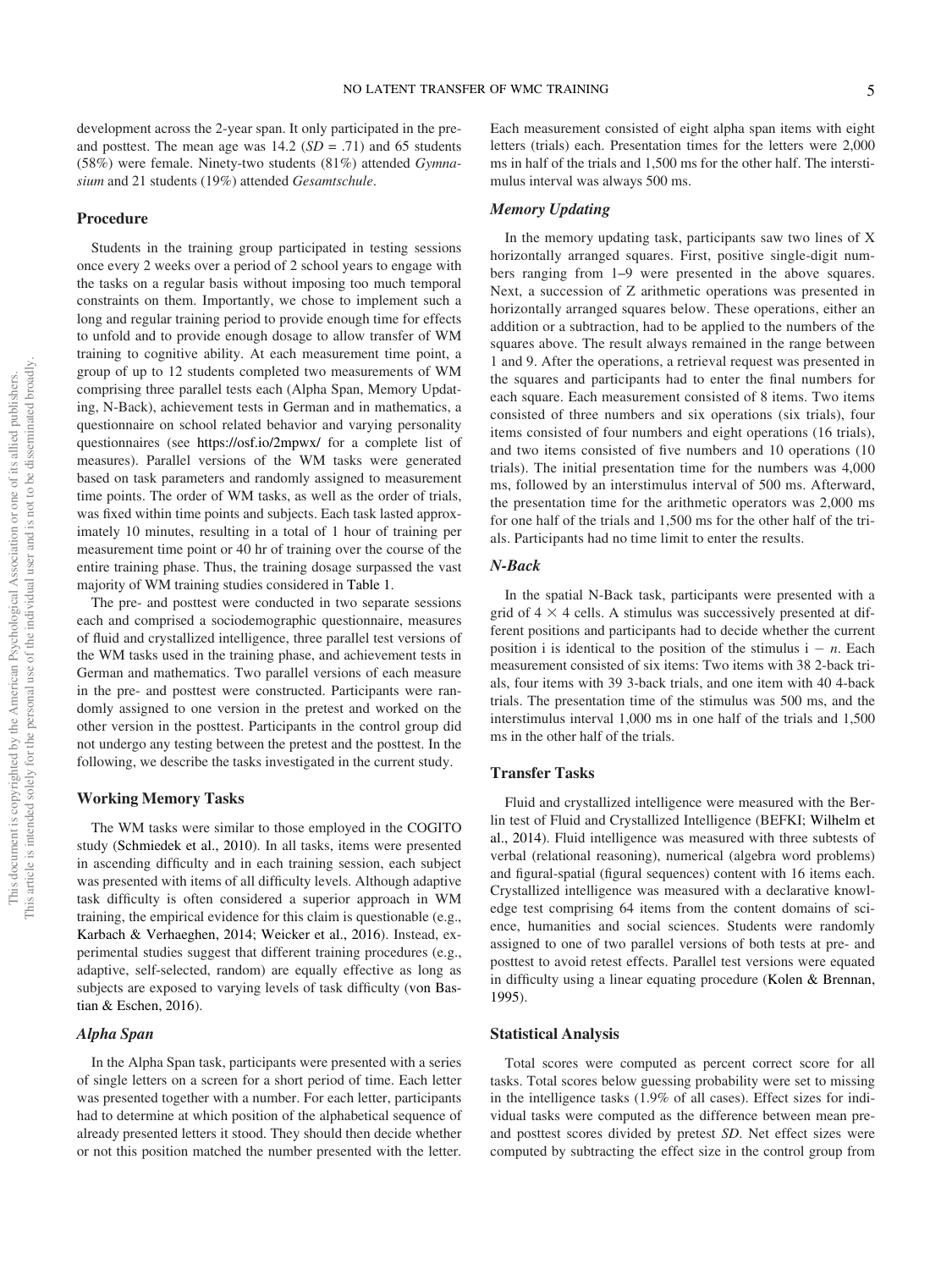development across the 2-year span. It only participated in the pre- and posttest. The mean age was 14.2 ($SD$ = .71) and 65 students (58%) were female. Ninety-two students (81%) attended *Gymnasium* and 21 students (19%) attended *Gesamtschule*.

## Procedure

Students in the training group participated in testing sessions once every 2 weeks over a period of 2 school years to engage with the tasks on a regular basis without imposing too much temporal constraints on them. Importantly, we chose to implement such a long and regular training period to provide enough time for effects to unfold and to provide enough dosage to allow transfer of WM training to cognitive ability. At each measurement time point, a group of up to 12 students completed two measurements of WM comprising three parallel tests each (Alpha Span, Memory Updating, N-Back), achievement tests in German and in mathematics, a questionnaire on school related behavior and varying personality questionnaires (see https://osf.io/2mpwx/ for a complete list of measures). Parallel versions of the WM tasks were generated based on task parameters and randomly assigned to measurement time points. The order of WM tasks, as well as the order of trials, was fixed within time points and subjects. Each task lasted approximately 10 minutes, resulting in a total of 1 hour of training per measurement time point or 40 hr of training over the course of the entire training phase. Thus, the training dosage surpassed the vast majority of WM training studies considered in Table 1.

The pre- and posttest were conducted in two separate sessions each and comprised a sociodemographic questionnaire, measures of fluid and crystallized intelligence, three parallel test versions of the WM tasks used in the training phase, and achievement tests in German and mathematics. Two parallel versions of each measure in the pre- and posttest were constructed. Participants were randomly assigned to one version in the pretest and worked on the other version in the posttest. Participants in the control group did not undergo any testing between the pretest and the posttest. In the following, we describe the tasks investigated in the current study.

## Working Memory Tasks

The WM tasks were similar to those employed in the COGITO study (Schmiedek et al., 2010). In all tasks, items were presented in ascending difficulty and in each training session, each subject was presented with items of all difficulty levels. Although adaptive task difficulty is often considered a superior approach in WM training, the empirical evidence for this claim is questionable (e.g., Karbach & Verhaeghen, 2014; Weicker et al., 2016). Instead, experimental studies suggest that different training procedures (e.g., adaptive, self-selected, random) are equally effective as long as subjects are exposed to varying levels of task difficulty (von Bastian & Eschen, 2016).

### Alpha Span

In the Alpha Span task, participants were presented with a series of single letters on a screen for a short period of time. Each letter was presented together with a number. For each letter, participants had to determine at which position of the alphabetical sequence of already presented letters it stood. They should then decide whether or not this position matched the number presented with the letter. Each measurement consisted of eight alpha span items with eight letters (trials) each. Presentation times for the letters were 2,000 ms in half of the trials and 1,500 ms for the other half. The interstimulus interval was always 500 ms.

### Memory Updating

In the memory updating task, participants saw two lines of X horizontally arranged squares. First, positive single-digit numbers ranging from 1–9 were presented in the above squares. Next, a succession of Z arithmetic operations was presented in horizontally arranged squares below. These operations, either an addition or a subtraction, had to be applied to the numbers of the squares above. The result always remained in the range between 1 and 9. After the operations, a retrieval request was presented in the squares and participants had to enter the final numbers for each square. Each measurement consisted of 8 items. Two items consisted of three numbers and six operations (six trials), four items consisted of four numbers and eight operations (16 trials), and two items consisted of five numbers and 10 operations (10 trials). The initial presentation time for the numbers was 4,000 ms, followed by an interstimulus interval of 500 ms. Afterward, the presentation time for the arithmetic operators was 2,000 ms for one half of the trials and 1,500 ms for the other half of the trials. Participants had no time limit to enter the results.

### N-Back

In the spatial N-Back task, participants were presented with a grid of $4 \times 4$ cells. A stimulus was successively presented at different positions and participants had to decide whether the current position i is identical to the position of the stimulus $i - n$. Each measurement consisted of six items: Two items with 38 2-back trials, four items with 39 3-back trials, and one item with 40 4-back trials. The presentation time of the stimulus was 500 ms, and the interstimulus interval 1,000 ms in one half of the trials and 1,500 ms in the other half of the trials.

## Transfer Tasks

Fluid and crystallized intelligence were measured with the Berlin test of Fluid and Crystallized Intelligence (BEFKI; Wilhelm et al., 2014). Fluid intelligence was measured with three subtests of verbal (relational reasoning), numerical (algebra word problems) and figural-spatial (figural sequences) content with 16 items each. Crystallized intelligence was measured with a declarative knowledge test comprising 64 items from the content domains of science, humanities and social sciences. Students were randomly assigned to one of two parallel versions of both tests at pre- and posttest to avoid retest effects. Parallel test versions were equated in difficulty using a linear equating procedure (Kolen & Brennan, 1995).

## Statistical Analysis

Total scores were computed as percent correct score for all tasks. Total scores below guessing probability were set to missing in the intelligence tasks (1.9% of all cases). Effect sizes for individual tasks were computed as the difference between mean pre- and posttest scores divided by pretest $SD$. Net effect sizes were computed by subtracting the effect size in the control group from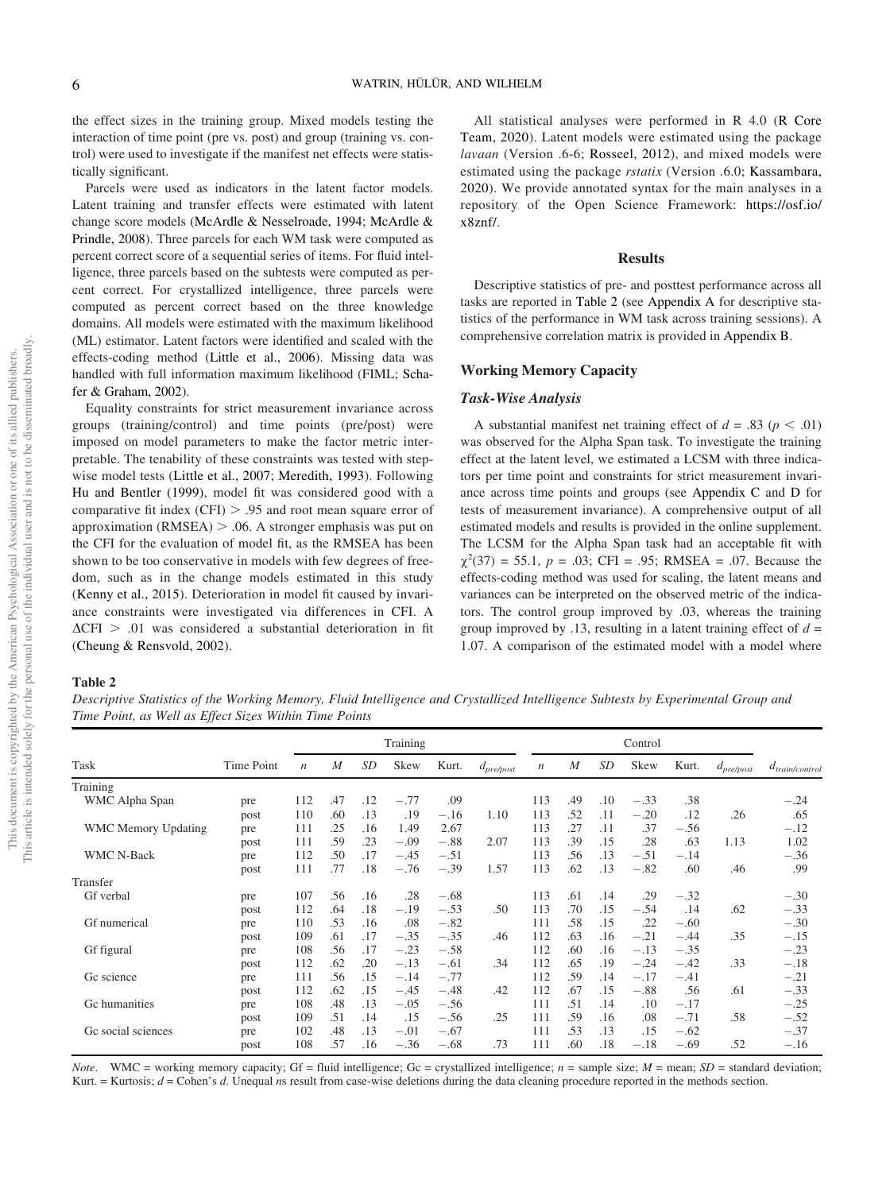the effect sizes in the training group. Mixed models testing the interaction of time point (pre vs. post) and group (training vs. control) were used to investigate if the manifest net effects were statistically significant.

Parcels were used as indicators in the latent factor models. Latent training and transfer effects were estimated with latent change score models (McArdle & Nesselroade, 1994; McArdle & Prindle, 2008). Three parcels for each WM task were computed as percent correct score of a sequential series of items. For fluid intelligence, three parcels based on the subtests were computed as percent correct. For crystallized intelligence, three parcels were computed as percent correct based on the three knowledge domains. All models were estimated with the maximum likelihood (ML) estimator. Latent factors were identified and scaled with the effects-coding method (Little et al., 2006). Missing data was handled with full information maximum likelihood (FIML; Schafer & Graham, 2002).

Equality constraints for strict measurement invariance across groups (training/control) and time points (pre/post) were imposed on model parameters to make the factor metric interpretable. The tenability of these constraints was tested with stepwise model tests (Little et al., 2007; Meredith, 1993). Following Hu and Bentler (1999), model fit was considered good with a comparative fit index (CFI) > .95 and root mean square error of approximation (RMSEA) > .06. A stronger emphasis was put on the CFI for the evaluation of model fit, as the RMSEA has been shown to be too conservative in models with few degrees of freedom, such as in the change models estimated in this study (Kenny et al., 2015). Deterioration in model fit caused by invariance constraints were investigated via differences in CFI. A $\Delta$CFI > .01 was considered a substantial deterioration in fit (Cheung & Rensvold, 2002).

All statistical analyses were performed in R 4.0 (R Core Team, 2020). Latent models were estimated using the package *lavaan* (Version .6-6; Rosseel, 2012), and mixed models were estimated using the package *rstatix* (Version .6.0; Kassambara, 2020). We provide annotated syntax for the main analyses in a repository of the Open Science Framework: https://osf.io/x8znf/.

## Results

Descriptive statistics of pre- and posttest performance across all tasks are reported in Table 2 (see Appendix A for descriptive statistics of the performance in WM task across training sessions). A comprehensive correlation matrix is provided in Appendix B.

### Working Memory Capacity

#### Task-Wise Analysis

A substantial manifest net training effect of $d$ = .83 ($p$ < .01) was observed for the Alpha Span task. To investigate the training effect at the latent level, we estimated a LCSM with three indicators per time point and constraints for strict measurement invariance across time points and groups (see Appendix C and D for tests of measurement invariance). A comprehensive output of all estimated models and results is provided in the online supplement. The LCSM for the Alpha Span task had an acceptable fit with $\chi^2(37)$ = 55.1, $p$ = .03; CFI = .95; RMSEA = .07. Because the effects-coding method was used for scaling, the latent means and variances can be interpreted on the observed metric of the indicators. The control group improved by .03, whereas the training group improved by .13, resulting in a latent training effect of $d$ = 1.07. A comparison of the estimated model with a model where

**Table 2**

*Descriptive Statistics of the Working Memory, Fluid Intelligence and Crystallized Intelligence Subtests by Experimental Group and Time Point, as Well as Effect Sizes Within Time Points*

| | | Training | | | | | | Control | | | | | | |
|---|---|---|---|---|---|---|---|---|---|---|---|---|---|---|
| Task | Time Point | $n$ | $M$ | $SD$ | Skew | Kurt. | $d_{pre/post}$ | $n$ | $M$ | $SD$ | Skew | Kurt. | $d_{pre/post}$ | $d_{train/control}$ |
| Training | | | | | | | | | | | | | | |
| WMC Alpha Span | pre | 112 | .47 | .12 | −.77 | .09 | | 113 | .49 | .10 | −.33 | .38 | | −.24 |
| | post | 110 | .60 | .13 | .19 | −.16 | 1.10 | 113 | .52 | .11 | −.20 | .12 | .26 | .65 |
| WMC Memory Updating | pre | 111 | .25 | .16 | 1.49 | 2.67 | | 113 | .27 | .11 | .37 | −.56 | | −.12 |
| | post | 111 | .59 | .23 | −.09 | −.88 | 2.07 | 113 | .39 | .15 | .28 | .63 | 1.13 | 1.02 |
| WMC N-Back | pre | 112 | .50 | .17 | −.45 | −.51 | | 113 | .56 | .13 | −.51 | −.14 | | −.36 |
| | post | 111 | .77 | .18 | −.76 | −.39 | 1.57 | 113 | .62 | .13 | −.82 | .60 | .46 | .99 |
| Transfer | | | | | | | | | | | | | | |
| Gf verbal | pre | 107 | .56 | .16 | .28 | −.68 | | 113 | .61 | .14 | .29 | −.32 | | −.30 |
| | post | 112 | .64 | .18 | −.19 | −.53 | .50 | 113 | .70 | .15 | −.54 | .14 | .62 | −.33 |
| Gf numerical | pre | 110 | .53 | .16 | .08 | −.82 | | 111 | .58 | .15 | .22 | −.60 | | −.30 |
| | post | 109 | .61 | .17 | −.35 | −.35 | .46 | 112 | .63 | .16 | −.21 | −.44 | .35 | −.15 |
| Gf figural | pre | 108 | .56 | .17 | −.23 | −.58 | | 112 | .60 | .16 | −.13 | −.35 | | −.23 |
| | post | 112 | .62 | .20 | −.13 | −.61 | .34 | 112 | .65 | .19 | −.24 | −.42 | .33 | −.18 |
| Gc science | pre | 111 | .56 | .15 | −.14 | −.77 | | 112 | .59 | .14 | −.17 | −.41 | | −.21 |
| | post | 112 | .62 | .15 | −.45 | −.48 | .42 | 112 | .67 | .15 | −.88 | .56 | .61 | −.33 |
| Gc humanities | pre | 108 | .48 | .13 | −.05 | −.56 | | 111 | .51 | .14 | .10 | −.17 | | −.25 |
| | post | 109 | .51 | .14 | .15 | −.56 | .25 | 111 | .59 | .16 | .08 | −.71 | .58 | −.52 |
| Gc social sciences | pre | 102 | .48 | .13 | −.01 | −.67 | | 111 | .53 | .13 | .15 | −.62 | | −.37 |
| | post | 108 | .57 | .16 | −.36 | −.68 | .73 | 111 | .60 | .18 | −.18 | −.69 | .52 | −.16 |

*Note*. WMC = working memory capacity; Gf = fluid intelligence; Gc = crystallized intelligence; $n$ = sample size; $M$ = mean; $SD$ = standard deviation; Kurt. = Kurtosis; $d$ = Cohen's $d$. Unequal $n$s result from case-wise deletions during the data cleaning procedure reported in the methods section.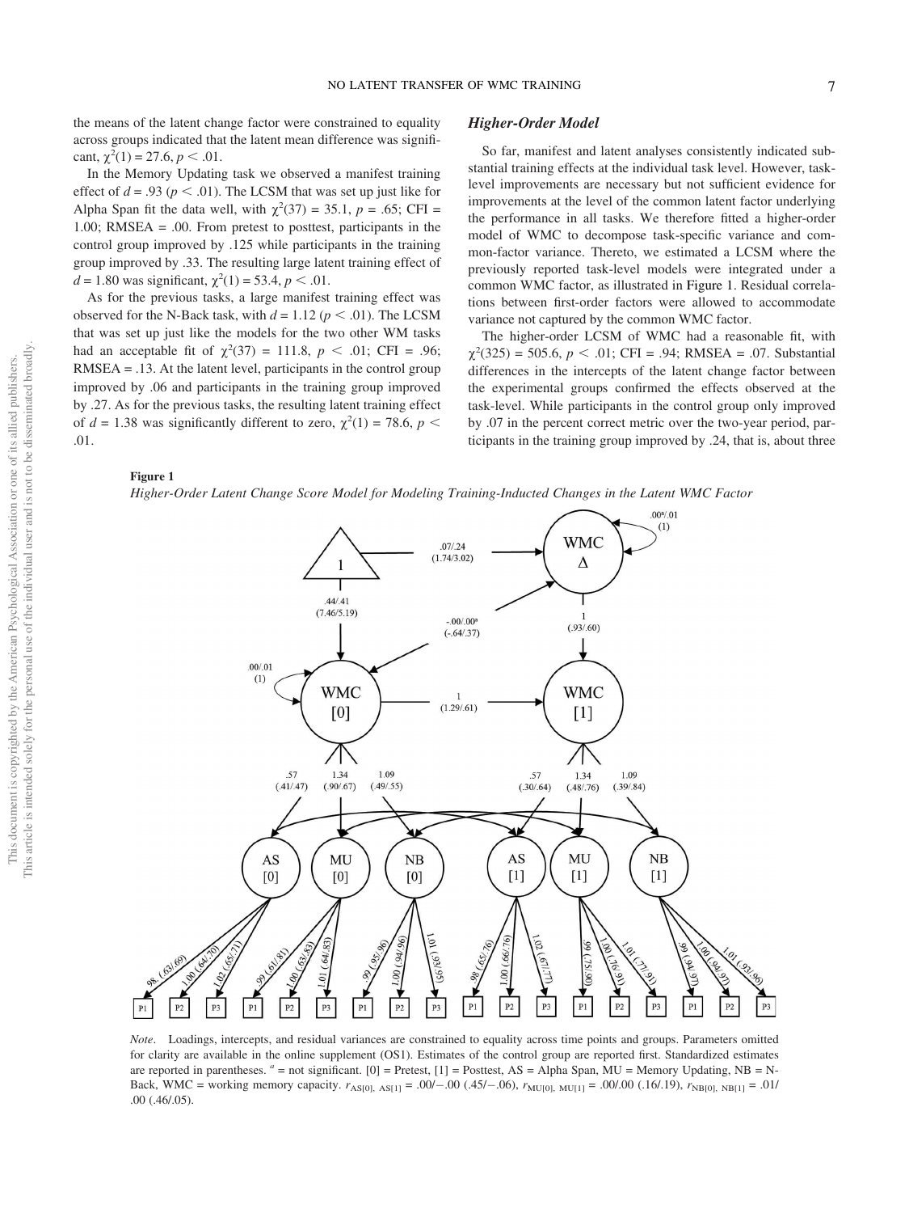the means of the latent change factor were constrained to equality across groups indicated that the latent mean difference was significant, $\chi^2(1) = 27.6$, $p < .01$.

In the Memory Updating task we observed a manifest training effect of $d = .93$ ($p < .01$). The LCSM that was set up just like for Alpha Span fit the data well, with $\chi^2(37) = 35.1$, $p = .65$; CFI = 1.00; RMSEA = .00. From pretest to posttest, participants in the control group improved by .125 while participants in the training group improved by .33. The resulting large latent training effect of $d = 1.80$ was significant, $\chi^2(1) = 53.4$, $p < .01$.

As for the previous tasks, a large manifest training effect was observed for the N-Back task, with $d = 1.12$ ($p < .01$). The LCSM that was set up just like the models for the two other WM tasks had an acceptable fit of $\chi^2(37) = 111.8$, $p < .01$; CFI = .96; RMSEA = .13. At the latent level, participants in the control group improved by .06 and participants in the training group improved by .27. As for the previous tasks, the resulting latent training effect of $d = 1.38$ was significantly different to zero, $\chi^2(1) = 78.6$, $p < .01$.

### *Higher-Order Model*

So far, manifest and latent analyses consistently indicated substantial training effects at the individual task level. However, task-level improvements are necessary but not sufficient evidence for improvements at the level of the common latent factor underlying the performance in all tasks. We therefore fitted a higher-order model of WMC to decompose task-specific variance and common-factor variance. Thereto, we estimated a LCSM where the previously reported task-level models were integrated under a common WMC factor, as illustrated in Figure 1. Residual correlations between first-order factors were allowed to accommodate variance not captured by the common WMC factor.

The higher-order LCSM of WMC had a reasonable fit, with $\chi^2(325) = 505.6$, $p < .01$; CFI = .94; RMSEA = .07. Substantial differences in the intercepts of the latent change factor between the experimental groups confirmed the effects observed at the task-level. While participants in the control group only improved by .07 in the percent correct metric over the two-year period, participants in the training group improved by .24, that is, about three

**Figure 1**

*Higher-Order Latent Change Score Model for Modeling Training-Inducted Changes in the Latent WMC Factor*

*Note*. Loadings, intercepts, and residual variances are constrained to equality across time points and groups. Parameters omitted for clarity are available in the online supplement (OS1). Estimates of the control group are reported first. Standardized estimates are reported in parentheses. [a] = not significant. [0] = Pretest, [1] = Posttest, AS = Alpha Span, MU = Memory Updating, NB = N-Back, WMC = working memory capacity. $r_{AS[0],\ AS[1]} = .00/-.00$ (.45/−.06), $r_{MU[0],\ MU[1]} = .00/.00$ (.16/.19), $r_{NB[0],\ NB[1]} = .01/.00$ (.46/.05).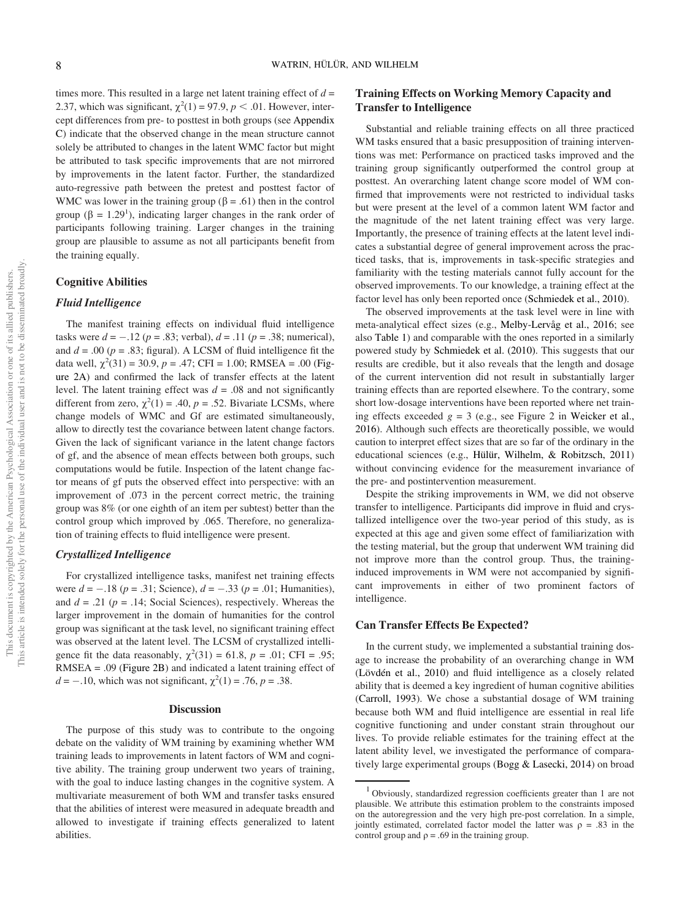times more. This resulted in a large net latent training effect of $d$ = 2.37, which was significant, $\chi^2(1) = 97.9$, $p < .01$. However, intercept differences from pre- to posttest in both groups (see Appendix C) indicate that the observed change in the mean structure cannot solely be attributed to changes in the latent WMC factor but might be attributed to task specific improvements that are not mirrored by improvements in the latent factor. Further, the standardized auto-regressive path between the pretest and posttest factor of WMC was lower in the training group ($\beta = .61$) then in the control group ($\beta = 1.29$[1]), indicating larger changes in the rank order of participants following training. Larger changes in the training group are plausible to assume as not all participants benefit from the training equally.

### Cognitive Abilities

#### *Fluid Intelligence*

The manifest training effects on individual fluid intelligence tasks were $d = -.12$ ($p = .83$; verbal), $d = .11$ ($p = .38$; numerical), and $d = .00$ ($p = .83$; figural). A LCSM of fluid intelligence fit the data well, $\chi^2(31) = 30.9$, $p = .47$; CFI = 1.00; RMSEA = .00 (Figure 2A) and confirmed the lack of transfer effects at the latent level. The latent training effect was $d = .08$ and not significantly different from zero, $\chi^2(1) = .40$, $p = .52$. Bivariate LCSMs, where change models of WMC and Gf are estimated simultaneously, allow to directly test the covariance between latent change factors. Given the lack of significant variance in the latent change factors of gf, and the absence of mean effects between both groups, such computations would be futile. Inspection of the latent change factor means of gf puts the observed effect into perspective: with an improvement of .073 in the percent correct metric, the training group was 8% (or one eighth of an item per subtest) better than the control group which improved by .065. Therefore, no generalization of training effects to fluid intelligence were present.

#### *Crystallized Intelligence*

For crystallized intelligence tasks, manifest net training effects were $d = -.18$ ($p = .31$; Science), $d = -.33$ ($p = .01$; Humanities), and $d = .21$ ($p = .14$; Social Sciences), respectively. Whereas the larger improvement in the domain of humanities for the control group was significant at the task level, no significant training effect was observed at the latent level. The LCSM of crystallized intelligence fit the data reasonably, $\chi^2(31) = 61.8$, $p = .01$; CFI = .95; RMSEA = .09 (Figure 2B) and indicated a latent training effect of $d = -.10$, which was not significant, $\chi^2(1) = .76$, $p = .38$.

## Discussion

The purpose of this study was to contribute to the ongoing debate on the validity of WM training by examining whether WM training leads to improvements in latent factors of WM and cognitive ability. The training group underwent two years of training, with the goal to induce lasting changes in the cognitive system. A multivariate measurement of both WM and transfer tasks ensured that the abilities of interest were measured in adequate breadth and allowed to investigate if training effects generalized to latent abilities.

### Training Effects on Working Memory Capacity and Transfer to Intelligence

Substantial and reliable training effects on all three practiced WM tasks ensured that a basic presupposition of training interventions was met: Performance on practiced tasks improved and the training group significantly outperformed the control group at posttest. An overarching latent change score model of WM confirmed that improvements were not restricted to individual tasks but were present at the level of a common latent WM factor and the magnitude of the net latent training effect was very large. Importantly, the presence of training effects at the latent level indicates a substantial degree of general improvement across the practiced tasks, that is, improvements in task-specific strategies and familiarity with the testing materials cannot fully account for the observed improvements. To our knowledge, a training effect at the factor level has only been reported once (Schmiedek et al., 2010).

The observed improvements at the task level were in line with meta-analytical effect sizes (e.g., Melby-Lervåg et al., 2016; see also Table 1) and comparable with the ones reported in a similarly powered study by Schmiedek et al. (2010). This suggests that our results are credible, but it also reveals that the length and dosage of the current intervention did not result in substantially larger training effects than are reported elsewhere. To the contrary, some short low-dosage interventions have been reported where net training effects exceeded $g = 3$ (e.g., see Figure 2 in Weicker et al., 2016). Although such effects are theoretically possible, we would caution to interpret effect sizes that are so far of the ordinary in the educational sciences (e.g., Hülür, Wilhelm, & Robitzsch, 2011) without convincing evidence for the measurement invariance of the pre- and postintervention measurement.

Despite the striking improvements in WM, we did not observe transfer to intelligence. Participants did improve in fluid and crystallized intelligence over the two-year period of this study, as is expected at this age and given some effect of familiarization with the testing material, but the group that underwent WM training did not improve more than the control group. Thus, the training-induced improvements in WM were not accompanied by significant improvements in either of two prominent factors of intelligence.

### Can Transfer Effects Be Expected?

In the current study, we implemented a substantial training dosage to increase the probability of an overarching change in WM (Lövdén et al., 2010) and fluid intelligence as a closely related ability that is deemed a key ingredient of human cognitive abilities (Carroll, 1993). We chose a substantial dosage of WM training because both WM and fluid intelligence are essential in real life cognitive functioning and under constant strain throughout our lives. To provide reliable estimates for the training effect at the latent ability level, we investigated the performance of comparatively large experimental groups (Bogg & Lasecki, 2014) on broad

[1] Obviously, standardized regression coefficients greater than 1 are not plausible. We attribute this estimation problem to the constraints imposed on the autoregression and the very high pre-post correlation. In a simple, jointly estimated, correlated factor model the latter was $\rho = .83$ in the control group and $\rho = .69$ in the training group.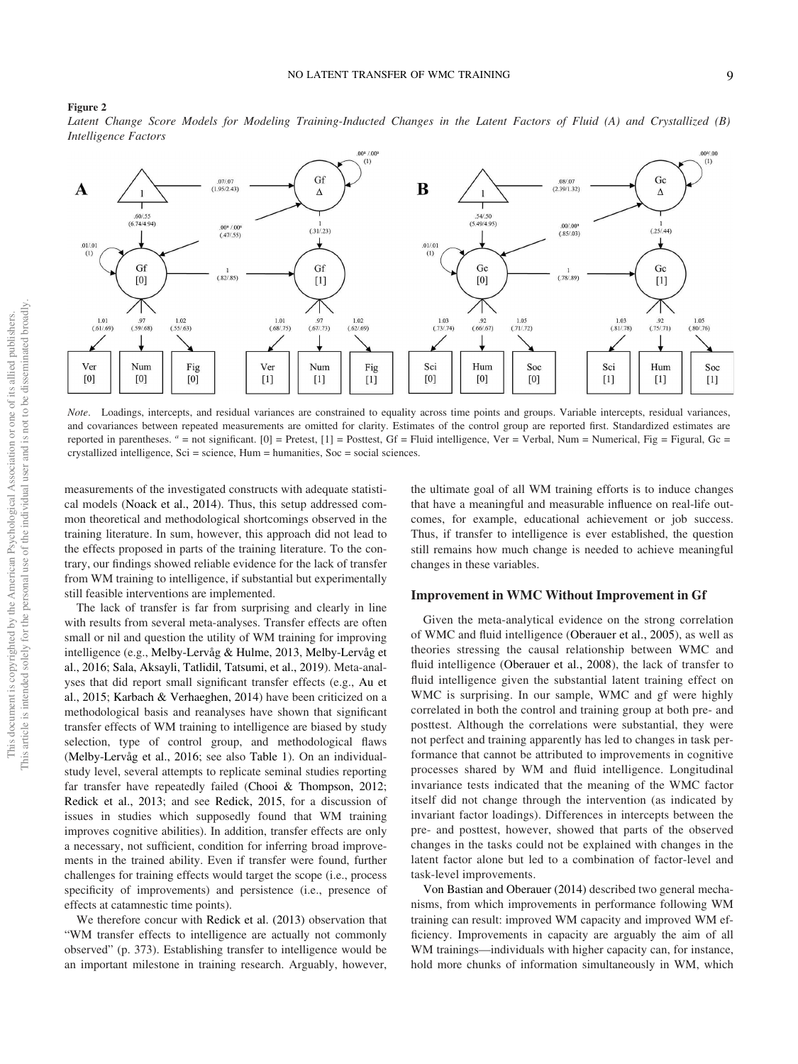**Figure 2**

*Latent Change Score Models for Modeling Training-Inducted Changes in the Latent Factors of Fluid (A) and Crystallized (B) Intelligence Factors*

*Note*. Loadings, intercepts, and residual variances are constrained to equality across time points and groups. Variable intercepts, residual variances, and covariances between repeated measurements are omitted for clarity. Estimates of the control group are reported first. Standardized estimates are reported in parentheses. [a] = not significant. [0] = Pretest, [1] = Posttest, Gf = Fluid intelligence, Ver = Verbal, Num = Numerical, Fig = Figural, Gc = crystallized intelligence, Sci = science, Hum = humanities, Soc = social sciences.

measurements of the investigated constructs with adequate statistical models (Noack et al., 2014). Thus, this setup addressed common theoretical and methodological shortcomings observed in the training literature. In sum, however, this approach did not lead to the effects proposed in parts of the training literature. To the contrary, our findings showed reliable evidence for the lack of transfer from WM training to intelligence, if substantial but experimentally still feasible interventions are implemented.

The lack of transfer is far from surprising and clearly in line with results from several meta-analyses. Transfer effects are often small or nil and question the utility of WM training for improving intelligence (e.g., Melby-Lervåg & Hulme, 2013, Melby-Lervåg et al., 2016; Sala, Aksayli, Tatlidil, Tatsumi, et al., 2019). Meta-analyses that did report small significant transfer effects (e.g., Au et al., 2015; Karbach & Verhaeghen, 2014) have been criticized on a methodological basis and reanalyses have shown that significant transfer effects of WM training to intelligence are biased by study selection, type of control group, and methodological flaws (Melby-Lervåg et al., 2016; see also Table 1). On an individual-study level, several attempts to replicate seminal studies reporting far transfer have repeatedly failed (Chooi & Thompson, 2012; Redick et al., 2013; and see Redick, 2015, for a discussion of issues in studies which supposedly found that WM training improves cognitive abilities). In addition, transfer effects are only a necessary, not sufficient, condition for inferring broad improvements in the trained ability. Even if transfer were found, further challenges for training effects would target the scope (i.e., process specificity of improvements) and persistence (i.e., presence of effects at catamnestic time points).

We therefore concur with Redick et al. (2013) observation that "WM transfer effects to intelligence are actually not commonly observed" (p. 373). Establishing transfer to intelligence would be an important milestone in training research. Arguably, however, the ultimate goal of all WM training efforts is to induce changes that have a meaningful and measurable influence on real-life outcomes, for example, educational achievement or job success. Thus, if transfer to intelligence is ever established, the question still remains how much change is needed to achieve meaningful changes in these variables.

### Improvement in WMC Without Improvement in Gf

Given the meta-analytical evidence on the strong correlation of WMC and fluid intelligence (Oberauer et al., 2005), as well as theories stressing the causal relationship between WMC and fluid intelligence (Oberauer et al., 2008), the lack of transfer to fluid intelligence given the substantial latent training effect on WMC is surprising. In our sample, WMC and gf were highly correlated in both the control and training group at both pre- and posttest. Although the correlations were substantial, they were not perfect and training apparently has led to changes in task performance that cannot be attributed to improvements in cognitive processes shared by WM and fluid intelligence. Longitudinal invariance tests indicated that the meaning of the WMC factor itself did not change through the intervention (as indicated by invariant factor loadings). Differences in intercepts between the pre- and posttest, however, showed that parts of the observed changes in the tasks could not be explained with changes in the latent factor alone but led to a combination of factor-level and task-level improvements.

Von Bastian and Oberauer (2014) described two general mechanisms, from which improvements in performance following WM training can result: improved WM capacity and improved WM efficiency. Improvements in capacity are arguably the aim of all WM trainings—individuals with higher capacity can, for instance, hold more chunks of information simultaneously in WM, which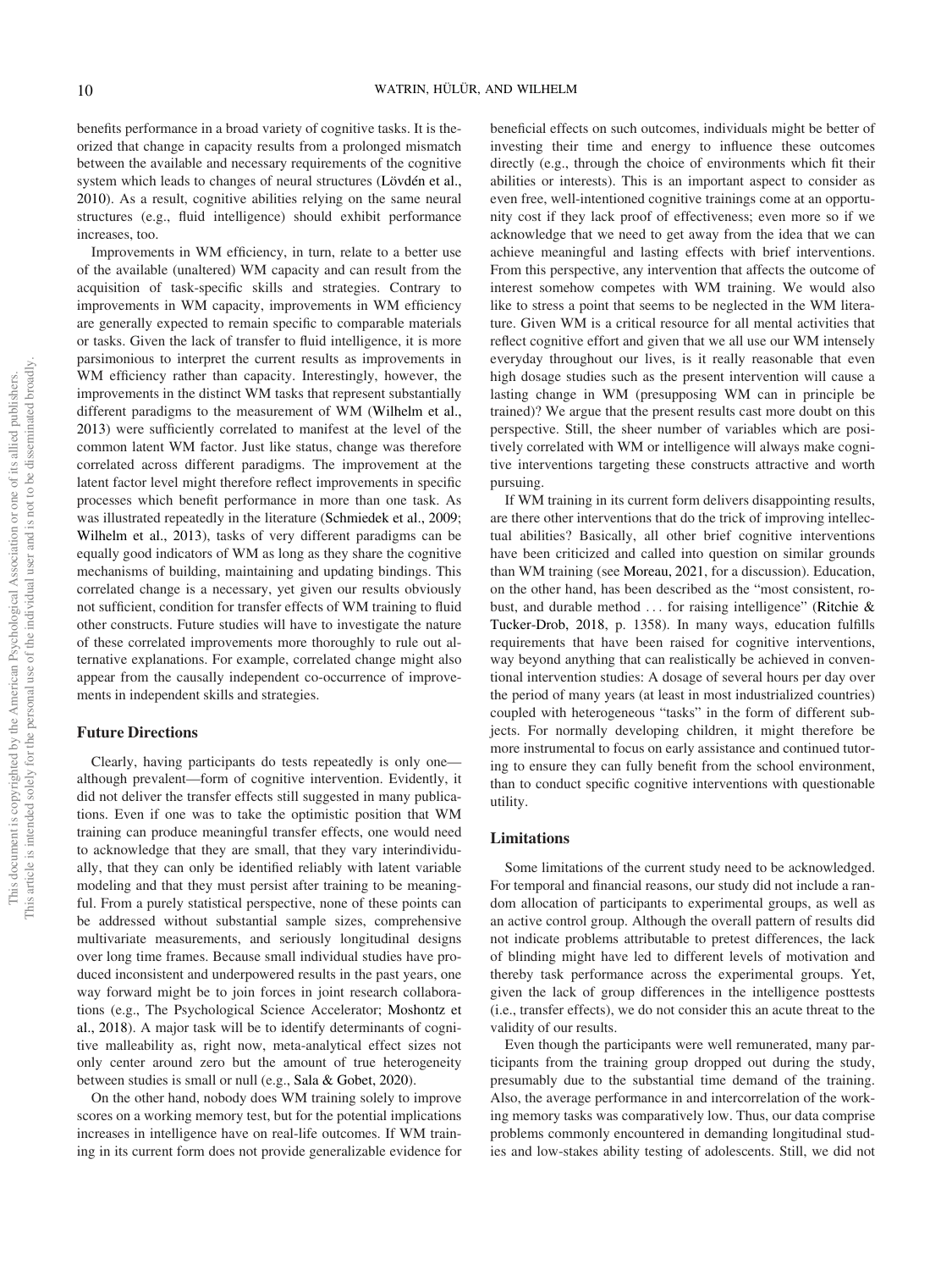benefits performance in a broad variety of cognitive tasks. It is theorized that change in capacity results from a prolonged mismatch between the available and necessary requirements of the cognitive system which leads to changes of neural structures (Lövdén et al., 2010). As a result, cognitive abilities relying on the same neural structures (e.g., fluid intelligence) should exhibit performance increases, too.

Improvements in WM efficiency, in turn, relate to a better use of the available (unaltered) WM capacity and can result from the acquisition of task-specific skills and strategies. Contrary to improvements in WM capacity, improvements in WM efficiency are generally expected to remain specific to comparable materials or tasks. Given the lack of transfer to fluid intelligence, it is more parsimonious to interpret the current results as improvements in WM efficiency rather than capacity. Interestingly, however, the improvements in the distinct WM tasks that represent substantially different paradigms to the measurement of WM (Wilhelm et al., 2013) were sufficiently correlated to manifest at the level of the common latent WM factor. Just like status, change was therefore correlated across different paradigms. The improvement at the latent factor level might therefore reflect improvements in specific processes which benefit performance in more than one task. As was illustrated repeatedly in the literature (Schmiedek et al., 2009; Wilhelm et al., 2013), tasks of very different paradigms can be equally good indicators of WM as long as they share the cognitive mechanisms of building, maintaining and updating bindings. This correlated change is a necessary, yet given our results obviously not sufficient, condition for transfer effects of WM training to fluid other constructs. Future studies will have to investigate the nature of these correlated improvements more thoroughly to rule out alternative explanations. For example, correlated change might also appear from the causally independent co-occurrence of improvements in independent skills and strategies.

## Future Directions

Clearly, having participants do tests repeatedly is only one—although prevalent—form of cognitive intervention. Evidently, it did not deliver the transfer effects still suggested in many publications. Even if one was to take the optimistic position that WM training can produce meaningful transfer effects, one would need to acknowledge that they are small, that they vary interindividually, that they can only be identified reliably with latent variable modeling and that they must persist after training to be meaningful. From a purely statistical perspective, none of these points can be addressed without substantial sample sizes, comprehensive multivariate measurements, and seriously longitudinal designs over long time frames. Because small individual studies have produced inconsistent and underpowered results in the past years, one way forward might be to join forces in joint research collaborations (e.g., The Psychological Science Accelerator; Moshontz et al., 2018). A major task will be to identify determinants of cognitive malleability as, right now, meta-analytical effect sizes not only center around zero but the amount of true heterogeneity between studies is small or null (e.g., Sala & Gobet, 2020).

On the other hand, nobody does WM training solely to improve scores on a working memory test, but for the potential implications increases in intelligence have on real-life outcomes. If WM training in its current form does not provide generalizable evidence for beneficial effects on such outcomes, individuals might be better of investing their time and energy to influence these outcomes directly (e.g., through the choice of environments which fit their abilities or interests). This is an important aspect to consider as even free, well-intentioned cognitive trainings come at an opportunity cost if they lack proof of effectiveness; even more so if we acknowledge that we need to get away from the idea that we can achieve meaningful and lasting effects with brief interventions. From this perspective, any intervention that affects the outcome of interest somehow competes with WM training. We would also like to stress a point that seems to be neglected in the WM literature. Given WM is a critical resource for all mental activities that reflect cognitive effort and given that we all use our WM intensely everyday throughout our lives, is it really reasonable that even high dosage studies such as the present intervention will cause a lasting change in WM (presupposing WM can in principle be trained)? We argue that the present results cast more doubt on this perspective. Still, the sheer number of variables which are positively correlated with WM or intelligence will always make cognitive interventions targeting these constructs attractive and worth pursuing.

If WM training in its current form delivers disappointing results, are there other interventions that do the trick of improving intellectual abilities? Basically, all other brief cognitive interventions have been criticized and called into question on similar grounds than WM training (see Moreau, 2021, for a discussion). Education, on the other hand, has been described as the "most consistent, robust, and durable method . . . for raising intelligence" (Ritchie & Tucker-Drob, 2018, p. 1358). In many ways, education fulfills requirements that have been raised for cognitive interventions, way beyond anything that can realistically be achieved in conventional intervention studies: A dosage of several hours per day over the period of many years (at least in most industrialized countries) coupled with heterogeneous "tasks" in the form of different subjects. For normally developing children, it might therefore be more instrumental to focus on early assistance and continued tutoring to ensure they can fully benefit from the school environment, than to conduct specific cognitive interventions with questionable utility.

## Limitations

Some limitations of the current study need to be acknowledged. For temporal and financial reasons, our study did not include a random allocation of participants to experimental groups, as well as an active control group. Although the overall pattern of results did not indicate problems attributable to pretest differences, the lack of blinding might have led to different levels of motivation and thereby task performance across the experimental groups. Yet, given the lack of group differences in the intelligence posttests (i.e., transfer effects), we do not consider this an acute threat to the validity of our results.

Even though the participants were well remunerated, many participants from the training group dropped out during the study, presumably due to the substantial time demand of the training. Also, the average performance in and intercorrelation of the working memory tasks was comparatively low. Thus, our data comprise problems commonly encountered in demanding longitudinal studies and low-stakes ability testing of adolescents. Still, we did not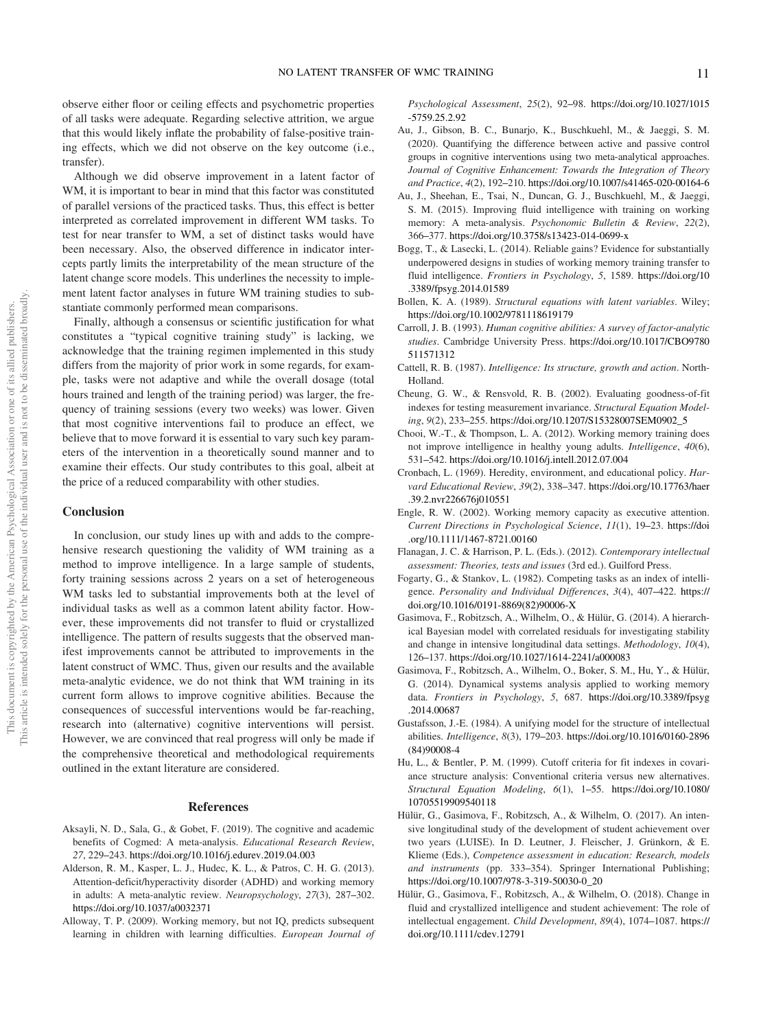observe either floor or ceiling effects and psychometric properties of all tasks were adequate. Regarding selective attrition, we argue that this would likely inflate the probability of false-positive training effects, which we did not observe on the key outcome (i.e., transfer).

Although we did observe improvement in a latent factor of WM, it is important to bear in mind that this factor was constituted of parallel versions of the practiced tasks. Thus, this effect is better interpreted as correlated improvement in different WM tasks. To test for near transfer to WM, a set of distinct tasks would have been necessary. Also, the observed difference in indicator intercepts partly limits the interpretability of the mean structure of the latent change score models. This underlines the necessity to implement latent factor analyses in future WM training studies to substantiate commonly performed mean comparisons.

Finally, although a consensus or scientific justification for what constitutes a "typical cognitive training study" is lacking, we acknowledge that the training regimen implemented in this study differs from the majority of prior work in some regards, for example, tasks were not adaptive and while the overall dosage (total hours trained and length of the training period) was larger, the frequency of training sessions (every two weeks) was lower. Given that most cognitive interventions fail to produce an effect, we believe that to move forward it is essential to vary such key parameters of the intervention in a theoretically sound manner and to examine their effects. Our study contributes to this goal, albeit at the price of a reduced comparability with other studies.

## Conclusion

In conclusion, our study lines up with and adds to the comprehensive research questioning the validity of WM training as a method to improve intelligence. In a large sample of students, forty training sessions across 2 years on a set of heterogeneous WM tasks led to substantial improvements both at the level of individual tasks as well as a common latent ability factor. However, these improvements did not transfer to fluid or crystallized intelligence. The pattern of results suggests that the observed manifest improvements cannot be attributed to improvements in the latent construct of WMC. Thus, given our results and the available meta-analytic evidence, we do not think that WM training in its current form allows to improve cognitive abilities. Because the consequences of successful interventions would be far-reaching, research into (alternative) cognitive interventions will persist. However, we are convinced that real progress will only be made if the comprehensive theoretical and methodological requirements outlined in the extant literature are considered.

## References

Aksayli, N. D., Sala, G., & Gobet, F. (2019). The cognitive and academic benefits of Cogmed: A meta-analysis. *Educational Research Review*, *27*, 229–243. https://doi.org/10.1016/j.edurev.2019.04.003

Alderson, R. M., Kasper, L. J., Hudec, K. L., & Patros, C. H. G. (2013). Attention-deficit/hyperactivity disorder (ADHD) and working memory in adults: A meta-analytic review. *Neuropsychology*, *27*(3), 287–302. https://doi.org/10.1037/a0032371

Alloway, T. P. (2009). Working memory, but not IQ, predicts subsequent learning in children with learning difficulties. *European Journal of Psychological Assessment*, *25*(2), 92–98. https://doi.org/10.1027/1015-5759.25.2.92

Au, J., Gibson, B. C., Bunarjo, K., Buschkuehl, M., & Jaeggi, S. M. (2020). Quantifying the difference between active and passive control groups in cognitive interventions using two meta-analytical approaches. *Journal of Cognitive Enhancement: Towards the Integration of Theory and Practice*, *4*(2), 192–210. https://doi.org/10.1007/s41465-020-00164-6

Au, J., Sheehan, E., Tsai, N., Duncan, G. J., Buschkuehl, M., & Jaeggi, S. M. (2015). Improving fluid intelligence with training on working memory: A meta-analysis. *Psychonomic Bulletin & Review*, *22*(2), 366–377. https://doi.org/10.3758/s13423-014-0699-x

Bogg, T., & Lasecki, L. (2014). Reliable gains? Evidence for substantially underpowered designs in studies of working memory training transfer to fluid intelligence. *Frontiers in Psychology*, *5*, 1589. https://doi.org/10.3389/fpsyg.2014.01589

Bollen, K. A. (1989). *Structural equations with latent variables*. Wiley; https://doi.org/10.1002/9781118619179

Carroll, J. B. (1993). *Human cognitive abilities: A survey of factor-analytic studies*. Cambridge University Press. https://doi.org/10.1017/CBO9780511571312

Cattell, R. B. (1987). *Intelligence: Its structure, growth and action*. North-Holland.

Cheung, G. W., & Rensvold, R. B. (2002). Evaluating goodness-of-fit indexes for testing measurement invariance. *Structural Equation Modeling*, *9*(2), 233–255. https://doi.org/10.1207/S15328007SEM0902_5

Chooi, W.-T., & Thompson, L. A. (2012). Working memory training does not improve intelligence in healthy young adults. *Intelligence*, *40*(6), 531–542. https://doi.org/10.1016/j.intell.2012.07.004

Cronbach, L. (1969). Heredity, environment, and educational policy. *Harvard Educational Review*, *39*(2), 338–347. https://doi.org/10.17763/haer.39.2.nvr226676j010551

Engle, R. W. (2002). Working memory capacity as executive attention. *Current Directions in Psychological Science*, *11*(1), 19–23. https://doi.org/10.1111/1467-8721.00160

Flanagan, J. C. & Harrison, P. L. (Eds.). (2012). *Contemporary intellectual assessment: Theories, tests and issues* (3rd ed.). Guilford Press.

Fogarty, G., & Stankov, L. (1982). Competing tasks as an index of intelligence. *Personality and Individual Differences*, *3*(4), 407–422. https://doi.org/10.1016/0191-8869(82)90006-X

Gasimova, F., Robitzsch, A., Wilhelm, O., & Hülür, G. (2014). A hierarchical Bayesian model with correlated residuals for investigating stability and change in intensive longitudinal data settings. *Methodology*, *10*(4), 126–137. https://doi.org/10.1027/1614-2241/a000083

Gasimova, F., Robitzsch, A., Wilhelm, O., Boker, S. M., Hu, Y., & Hülür, G. (2014). Dynamical systems analysis applied to working memory data. *Frontiers in Psychology*, *5*, 687. https://doi.org/10.3389/fpsyg.2014.00687

Gustafsson, J.-E. (1984). A unifying model for the structure of intellectual abilities. *Intelligence*, *8*(3), 179–203. https://doi.org/10.1016/0160-2896(84)90008-4

Hu, L., & Bentler, P. M. (1999). Cutoff criteria for fit indexes in covariance structure analysis: Conventional criteria versus new alternatives. *Structural Equation Modeling*, *6*(1), 1–55. https://doi.org/10.1080/10705519909540118

Hülür, G., Gasimova, F., Robitzsch, A., & Wilhelm, O. (2017). An intensive longitudinal study of the development of student achievement over two years (LUISE). In D. Leutner, J. Fleischer, J. Grünkorn, & E. Klieme (Eds.), *Competence assessment in education: Research, models and instruments* (pp. 333–354). Springer International Publishing; https://doi.org/10.1007/978-3-319-50030-0_20

Hülür, G., Gasimova, F., Robitzsch, A., & Wilhelm, O. (2018). Change in fluid and crystallized intelligence and student achievement: The role of intellectual engagement. *Child Development*, *89*(4), 1074–1087. https://doi.org/10.1111/cdev.12791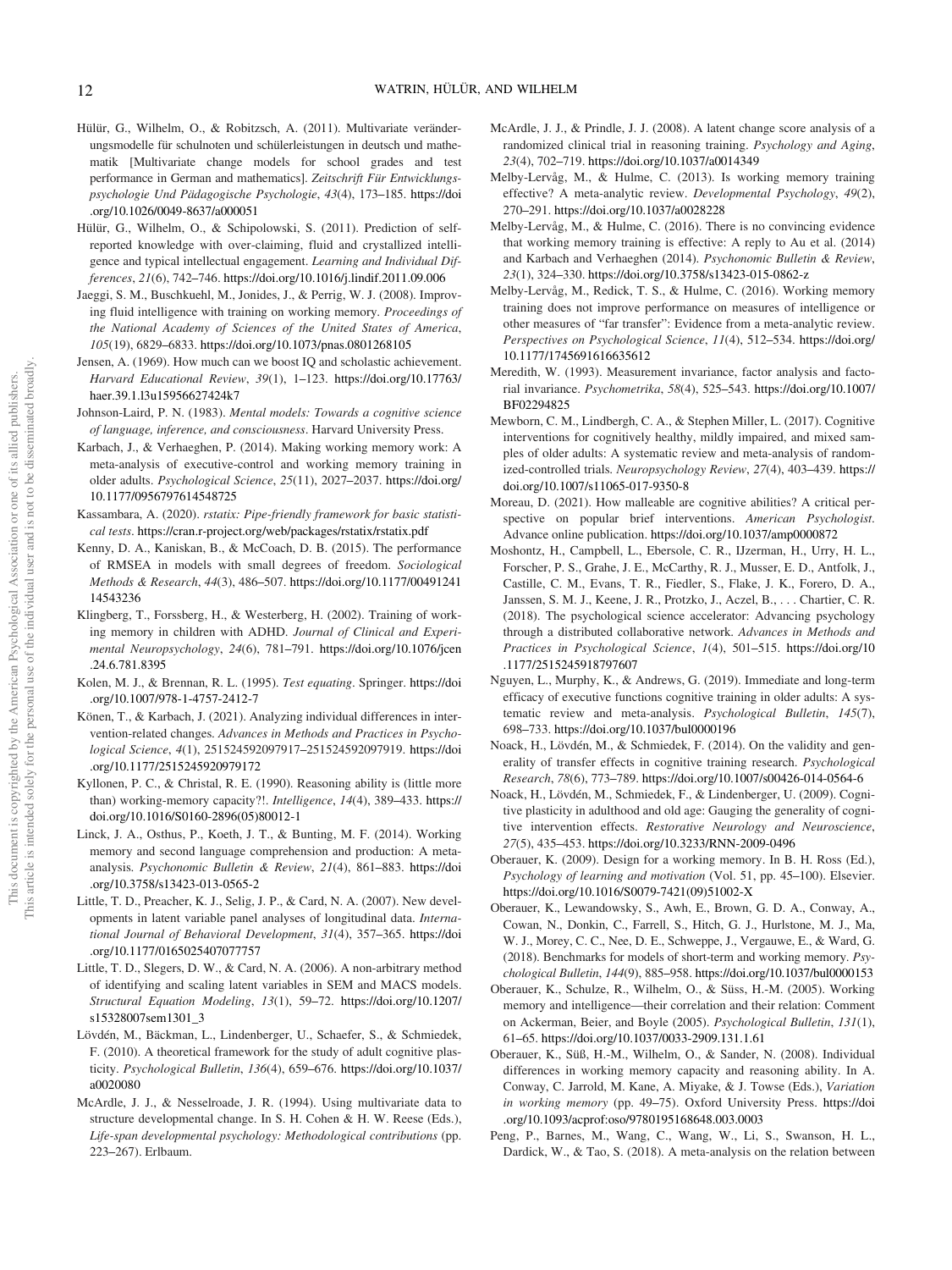Hülür, G., Wilhelm, O., & Robitzsch, A. (2011). Multivariate veränderungsmodelle für schulnoten und schülerleistungen in deutsch und mathematik [Multivariate change models for school grades and test performance in German and mathematics]. *Zeitschrift Für Entwicklungspsychologie Und Pädagogische Psychologie*, *43*(4), 173–185. https://doi.org/10.1026/0049-8637/a000051

Hülür, G., Wilhelm, O., & Schipolowski, S. (2011). Prediction of self-reported knowledge with over-claiming, fluid and crystallized intelligence and typical intellectual engagement. *Learning and Individual Differences*, *21*(6), 742–746. https://doi.org/10.1016/j.lindif.2011.09.006

Jaeggi, S. M., Buschkuehl, M., Jonides, J., & Perrig, W. J. (2008). Improving fluid intelligence with training on working memory. *Proceedings of the National Academy of Sciences of the United States of America*, *105*(19), 6829–6833. https://doi.org/10.1073/pnas.0801268105

Jensen, A. (1969). How much can we boost IQ and scholastic achievement. *Harvard Educational Review*, *39*(1), 1–123. https://doi.org/10.17763/haer.39.1.l3u15956627424k7

Johnson-Laird, P. N. (1983). *Mental models: Towards a cognitive science of language, inference, and consciousness*. Harvard University Press.

Karbach, J., & Verhaeghen, P. (2014). Making working memory work: A meta-analysis of executive-control and working memory training in older adults. *Psychological Science*, *25*(11), 2027–2037. https://doi.org/10.1177/0956797614548725

Kassambara, A. (2020). *rstatix: Pipe-friendly framework for basic statistical tests*. https://cran.r-project.org/web/packages/rstatix/rstatix.pdf

Kenny, D. A., Kaniskan, B., & McCoach, D. B. (2015). The performance of RMSEA in models with small degrees of freedom. *Sociological Methods & Research*, *44*(3), 486–507. https://doi.org/10.1177/0049124114543236

Klingberg, T., Forssberg, H., & Westerberg, H. (2002). Training of working memory in children with ADHD. *Journal of Clinical and Experimental Neuropsychology*, *24*(6), 781–791. https://doi.org/10.1076/jcen.24.6.781.8395

Kolen, M. J., & Brennan, R. L. (1995). *Test equating*. Springer. https://doi.org/10.1007/978-1-4757-2412-7

Könen, T., & Karbach, J. (2021). Analyzing individual differences in intervention-related changes. *Advances in Methods and Practices in Psychological Science*, *4*(1), 251524592097917–251524592097919. https://doi.org/10.1177/2515245920979172

Kyllonen, P. C., & Christal, R. E. (1990). Reasoning ability is (little more than) working-memory capacity?!. *Intelligence*, *14*(4), 389–433. https://doi.org/10.1016/S0160-2896(05)80012-1

Linck, J. A., Osthus, P., Koeth, J. T., & Bunting, M. F. (2014). Working memory and second language comprehension and production: A meta-analysis. *Psychonomic Bulletin & Review*, *21*(4), 861–883. https://doi.org/10.3758/s13423-013-0565-2

Little, T. D., Preacher, K. J., Selig, J. P., & Card, N. A. (2007). New developments in latent variable panel analyses of longitudinal data. *International Journal of Behavioral Development*, *31*(4), 357–365. https://doi.org/10.1177/0165025407077757

Little, T. D., Slegers, D. W., & Card, N. A. (2006). A non-arbitrary method of identifying and scaling latent variables in SEM and MACS models. *Structural Equation Modeling*, *13*(1), 59–72. https://doi.org/10.1207/s15328007sem1301_3

Lövdén, M., Bäckman, L., Lindenberger, U., Schaefer, S., & Schmiedek, F. (2010). A theoretical framework for the study of adult cognitive plasticity. *Psychological Bulletin*, *136*(4), 659–676. https://doi.org/10.1037/a0020080

McArdle, J. J., & Nesselroade, J. R. (1994). Using multivariate data to structure developmental change. In S. H. Cohen & H. W. Reese (Eds.), *Life-span developmental psychology: Methodological contributions* (pp. 223–267). Erlbaum.

McArdle, J. J., & Prindle, J. J. (2008). A latent change score analysis of a randomized clinical trial in reasoning training. *Psychology and Aging*, *23*(4), 702–719. https://doi.org/10.1037/a0014349

Melby-Lervåg, M., & Hulme, C. (2013). Is working memory training effective? A meta-analytic review. *Developmental Psychology*, *49*(2), 270–291. https://doi.org/10.1037/a0028228

Melby-Lervåg, M., & Hulme, C. (2016). There is no convincing evidence that working memory training is effective: A reply to Au et al. (2014) and Karbach and Verhaeghen (2014). *Psychonomic Bulletin & Review*, *23*(1), 324–330. https://doi.org/10.3758/s13423-015-0862-z

Melby-Lervåg, M., Redick, T. S., & Hulme, C. (2016). Working memory training does not improve performance on measures of intelligence or other measures of "far transfer": Evidence from a meta-analytic review. *Perspectives on Psychological Science*, *11*(4), 512–534. https://doi.org/10.1177/1745691616635612

Meredith, W. (1993). Measurement invariance, factor analysis and factorial invariance. *Psychometrika*, *58*(4), 525–543. https://doi.org/10.1007/BF02294825

Mewborn, C. M., Lindbergh, C. A., & Stephen Miller, L. (2017). Cognitive interventions for cognitively healthy, mildly impaired, and mixed samples of older adults: A systematic review and meta-analysis of randomized-controlled trials. *Neuropsychology Review*, *27*(4), 403–439. https://doi.org/10.1007/s11065-017-9350-8

Moreau, D. (2021). How malleable are cognitive abilities? A critical perspective on popular brief interventions. *American Psychologist*. Advance online publication. https://doi.org/10.1037/amp0000872

Moshontz, H., Campbell, L., Ebersole, C. R., IJzerman, H., Urry, H. L., Forscher, P. S., Grahe, J. E., McCarthy, R. J., Musser, E. D., Antfolk, J., Castille, C. M., Evans, T. R., Fiedler, S., Flake, J. K., Forero, D. A., Janssen, S. M. J., Keene, J. R., Protzko, J., Aczel, B., . . . Chartier, C. R. (2018). The psychological science accelerator: Advancing psychology through a distributed collaborative network. *Advances in Methods and Practices in Psychological Science*, *1*(4), 501–515. https://doi.org/10.1177/2515245918797607

Nguyen, L., Murphy, K., & Andrews, G. (2019). Immediate and long-term efficacy of executive functions cognitive training in older adults: A systematic review and meta-analysis. *Psychological Bulletin*, *145*(7), 698–733. https://doi.org/10.1037/bul0000196

Noack, H., Lövdén, M., & Schmiedek, F. (2014). On the validity and generality of transfer effects in cognitive training research. *Psychological Research*, *78*(6), 773–789. https://doi.org/10.1007/s00426-014-0564-6

Noack, H., Lövdén, M., Schmiedek, F., & Lindenberger, U. (2009). Cognitive plasticity in adulthood and old age: Gauging the generality of cognitive intervention effects. *Restorative Neurology and Neuroscience*, *27*(5), 435–453. https://doi.org/10.3233/RNN-2009-0496

Oberauer, K. (2009). Design for a working memory. In B. H. Ross (Ed.), *Psychology of learning and motivation* (Vol. 51, pp. 45–100). Elsevier. https://doi.org/10.1016/S0079-7421(09)51002-X

Oberauer, K., Lewandowsky, S., Awh, E., Brown, G. D. A., Conway, A., Cowan, N., Donkin, C., Farrell, S., Hitch, G. J., Hurlstone, M. J., Ma, W. J., Morey, C. C., Nee, D. E., Schweppe, J., Vergauwe, E., & Ward, G. (2018). Benchmarks for models of short-term and working memory. *Psychological Bulletin*, *144*(9), 885–958. https://doi.org/10.1037/bul0000153

Oberauer, K., Schulze, R., Wilhelm, O., & Süss, H.-M. (2005). Working memory and intelligence—their correlation and their relation: Comment on Ackerman, Beier, and Boyle (2005). *Psychological Bulletin*, *131*(1), 61–65. https://doi.org/10.1037/0033-2909.131.1.61

Oberauer, K., Süß, H.-M., Wilhelm, O., & Sander, N. (2008). Individual differences in working memory capacity and reasoning ability. In A. Conway, C. Jarrold, M. Kane, A. Miyake, & J. Towse (Eds.), *Variation in working memory* (pp. 49–75). Oxford University Press. https://doi.org/10.1093/acprof:oso/9780195168648.003.0003

Peng, P., Barnes, M., Wang, C., Wang, W., Li, S., Swanson, H. L., Dardick, W., & Tao, S. (2018). A meta-analysis on the relation between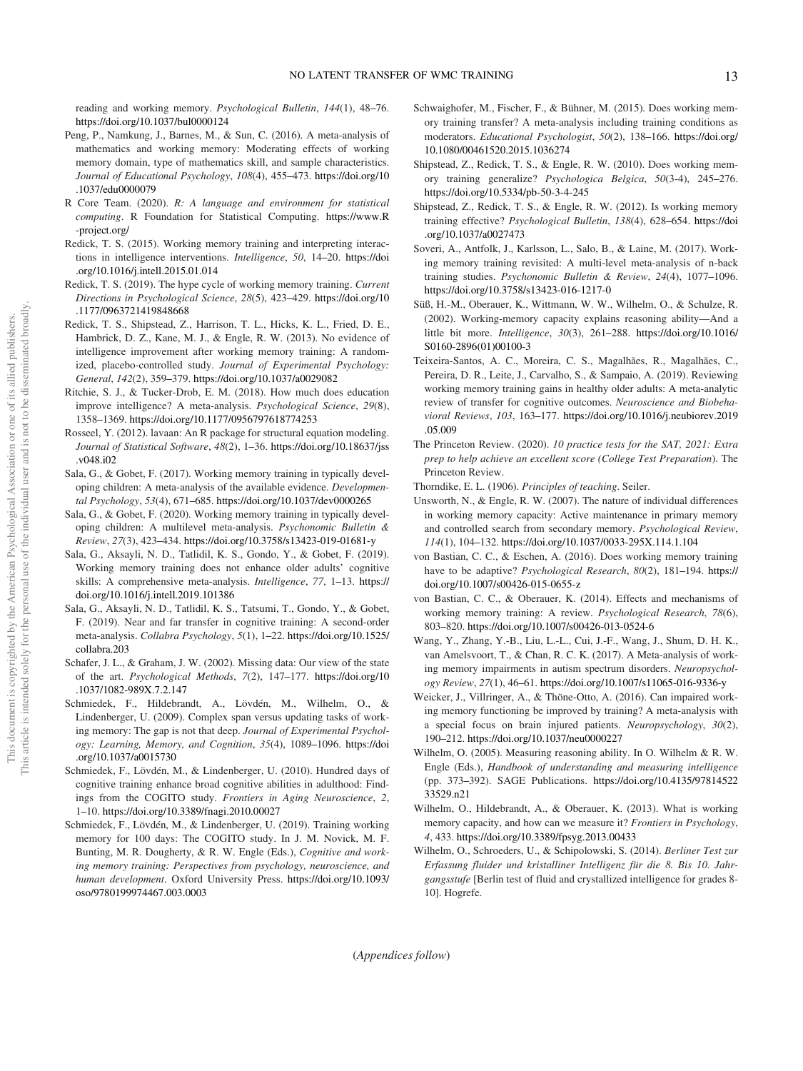reading and working memory. *Psychological Bulletin*, *144*(1), 48–76. https://doi.org/10.1037/bul0000124

Peng, P., Namkung, J., Barnes, M., & Sun, C. (2016). A meta-analysis of mathematics and working memory: Moderating effects of working memory domain, type of mathematics skill, and sample characteristics. *Journal of Educational Psychology*, *108*(4), 455–473. https://doi.org/10.1037/edu0000079

R Core Team. (2020). *R: A language and environment for statistical computing*. R Foundation for Statistical Computing. https://www.R-project.org/

Redick, T. S. (2015). Working memory training and interpreting interactions in intelligence interventions. *Intelligence*, *50*, 14–20. https://doi.org/10.1016/j.intell.2015.01.014

Redick, T. S. (2019). The hype cycle of working memory training. *Current Directions in Psychological Science*, *28*(5), 423–429. https://doi.org/10.1177/0963721419848668

Redick, T. S., Shipstead, Z., Harrison, T. L., Hicks, K. L., Fried, D. E., Hambrick, D. Z., Kane, M. J., & Engle, R. W. (2013). No evidence of intelligence improvement after working memory training: A randomized, placebo-controlled study. *Journal of Experimental Psychology: General*, *142*(2), 359–379. https://doi.org/10.1037/a0029082

Ritchie, S. J., & Tucker-Drob, E. M. (2018). How much does education improve intelligence? A meta-analysis. *Psychological Science*, *29*(8), 1358–1369. https://doi.org/10.1177/0956797618774253

Rosseel, Y. (2012). lavaan: An R package for structural equation modeling. *Journal of Statistical Software*, *48*(2), 1–36. https://doi.org/10.18637/jss.v048.i02

Sala, G., & Gobet, F. (2017). Working memory training in typically developing children: A meta-analysis of the available evidence. *Developmental Psychology*, *53*(4), 671–685. https://doi.org/10.1037/dev0000265

Sala, G., & Gobet, F. (2020). Working memory training in typically developing children: A multilevel meta-analysis. *Psychonomic Bulletin & Review*, *27*(3), 423–434. https://doi.org/10.3758/s13423-019-01681-y

Sala, G., Aksayli, N. D., Tatlidil, K. S., Gondo, Y., & Gobet, F. (2019). Working memory training does not enhance older adults' cognitive skills: A comprehensive meta-analysis. *Intelligence*, *77*, 1–13. https://doi.org/10.1016/j.intell.2019.101386

Sala, G., Aksayli, N. D., Tatlidil, K. S., Tatsumi, T., Gondo, Y., & Gobet, F. (2019). Near and far transfer in cognitive training: A second-order meta-analysis. *Collabra Psychology*, *5*(1), 1–22. https://doi.org/10.1525/collabra.203

Schafer, J. L., & Graham, J. W. (2002). Missing data: Our view of the state of the art. *Psychological Methods*, *7*(2), 147–177. https://doi.org/10.1037/1082-989X.7.2.147

Schmiedek, F., Hildebrandt, A., Lövdén, M., Wilhelm, O., & Lindenberger, U. (2009). Complex span versus updating tasks of working memory: The gap is not that deep. *Journal of Experimental Psychology: Learning, Memory, and Cognition*, *35*(4), 1089–1096. https://doi.org/10.1037/a0015730

Schmiedek, F., Lövdén, M., & Lindenberger, U. (2010). Hundred days of cognitive training enhance broad cognitive abilities in adulthood: Findings from the COGITO study. *Frontiers in Aging Neuroscience*, *2*, 1–10. https://doi.org/10.3389/fnagi.2010.00027

Schmiedek, F., Lövdén, M., & Lindenberger, U. (2019). Training working memory for 100 days: The COGITO study. In J. M. Novick, M. F. Bunting, M. R. Dougherty, & R. W. Engle (Eds.), *Cognitive and working memory training: Perspectives from psychology, neuroscience, and human development*. Oxford University Press. https://doi.org/10.1093/oso/9780199974467.003.0003

Schwaighofer, M., Fischer, F., & Bühner, M. (2015). Does working memory training transfer? A meta-analysis including training conditions as moderators. *Educational Psychologist*, *50*(2), 138–166. https://doi.org/10.1080/00461520.2015.1036274

Shipstead, Z., Redick, T. S., & Engle, R. W. (2010). Does working memory training generalize? *Psychologica Belgica*, *50*(3-4), 245–276. https://doi.org/10.5334/pb-50-3-4-245

Shipstead, Z., Redick, T. S., & Engle, R. W. (2012). Is working memory training effective? *Psychological Bulletin*, *138*(4), 628–654. https://doi.org/10.1037/a0027473

Soveri, A., Antfolk, J., Karlsson, L., Salo, B., & Laine, M. (2017). Working memory training revisited: A multi-level meta-analysis of n-back training studies. *Psychonomic Bulletin & Review*, *24*(4), 1077–1096. https://doi.org/10.3758/s13423-016-1217-0

Süß, H.-M., Oberauer, K., Wittmann, W. W., Wilhelm, O., & Schulze, R. (2002). Working-memory capacity explains reasoning ability—And a little bit more. *Intelligence*, *30*(3), 261–288. https://doi.org/10.1016/S0160-2896(01)00100-3

Teixeira-Santos, A. C., Moreira, C. S., Magalhães, R., Magalhães, C., Pereira, D. R., Leite, J., Carvalho, S., & Sampaio, A. (2019). Reviewing working memory training gains in healthy older adults: A meta-analytic review of transfer for cognitive outcomes. *Neuroscience and Biobehavioral Reviews*, *103*, 163–177. https://doi.org/10.1016/j.neubiorev.2019.05.009

The Princeton Review. (2020). *10 practice tests for the SAT, 2021: Extra prep to help achieve an excellent score (College Test Preparation)*. The Princeton Review.

Thorndike, E. L. (1906). *Principles of teaching*. Seiler.

Unsworth, N., & Engle, R. W. (2007). The nature of individual differences in working memory capacity: Active maintenance in primary memory and controlled search from secondary memory. *Psychological Review*, *114*(1), 104–132. https://doi.org/10.1037/0033-295X.114.1.104

von Bastian, C. C., & Eschen, A. (2016). Does working memory training have to be adaptive? *Psychological Research*, *80*(2), 181–194. https://doi.org/10.1007/s00426-015-0655-z

von Bastian, C. C., & Oberauer, K. (2014). Effects and mechanisms of working memory training: A review. *Psychological Research*, *78*(6), 803–820. https://doi.org/10.1007/s00426-013-0524-6

Wang, Y., Zhang, Y.-B., Liu, L.-L., Cui, J.-F., Wang, J., Shum, D. H. K., van Amelsvoort, T., & Chan, R. C. K. (2017). A Meta-analysis of working memory impairments in autism spectrum disorders. *Neuropsychology Review*, *27*(1), 46–61. https://doi.org/10.1007/s11065-016-9336-y

Weicker, J., Villringer, A., & Thöne-Otto, A. (2016). Can impaired working memory functioning be improved by training? A meta-analysis with a special focus on brain injured patients. *Neuropsychology*, *30*(2), 190–212. https://doi.org/10.1037/neu0000227

Wilhelm, O. (2005). Measuring reasoning ability. In O. Wilhelm & R. W. Engle (Eds.), *Handbook of understanding and measuring intelligence* (pp. 373–392). SAGE Publications. https://doi.org/10.4135/9781452233529.n21

Wilhelm, O., Hildebrandt, A., & Oberauer, K. (2013). What is working memory capacity, and how can we measure it? *Frontiers in Psychology*, *4*, 433. https://doi.org/10.3389/fpsyg.2013.00433

Wilhelm, O., Schroeders, U., & Schipolowski, S. (2014). *Berliner Test zur Erfassung fluider und kristalliner Intelligenz für die 8. Bis 10. Jahrgangsstufe* [Berlin test of fluid and crystallized intelligence for grades 8-10]. Hogrefe.

(*Appendices follow*)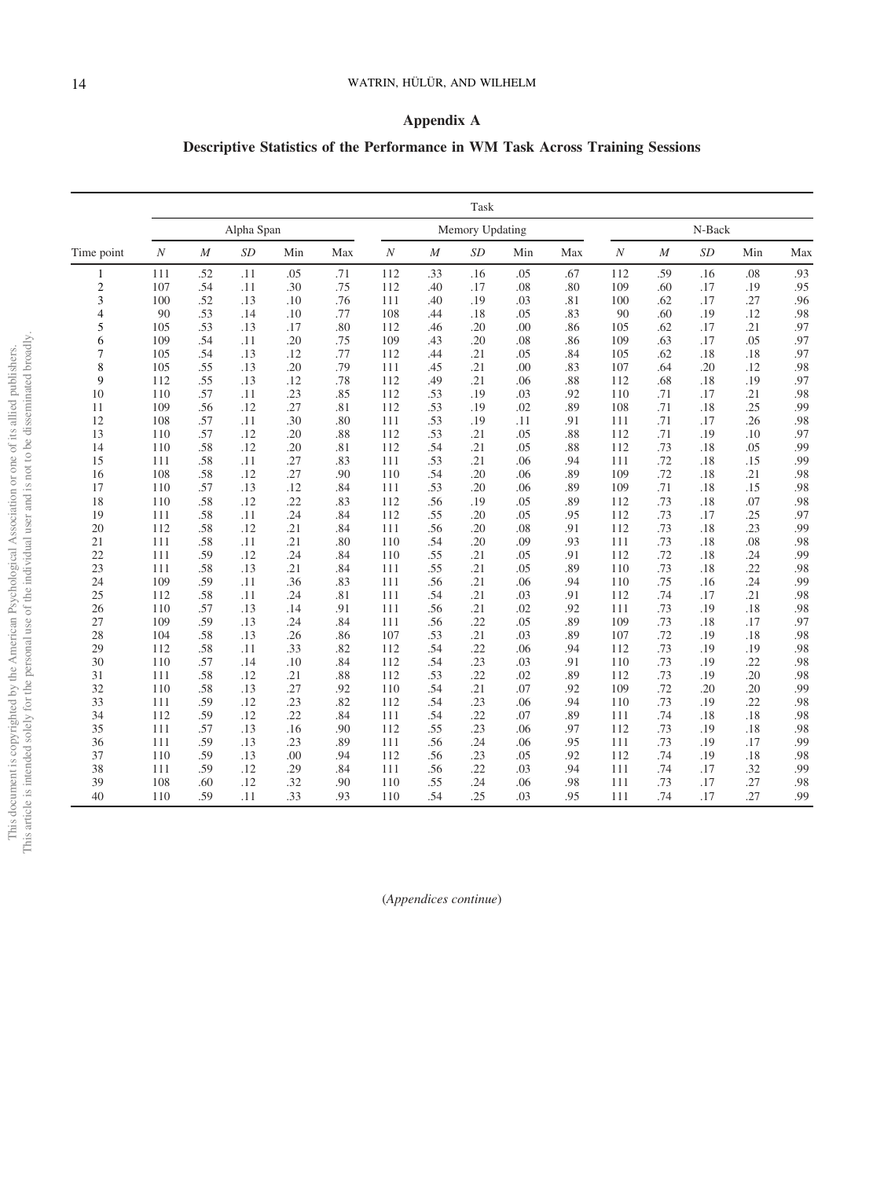## Appendix A

### Descriptive Statistics of the Performance in WM Task Across Training Sessions

| Time point | Alpha Span | | | | | Memory Updating | | | | | N-Back | | | | |
|---|---|---|---|---|---|---|---|---|---|---|---|---|---|---|---|
| | *N* | *M* | *SD* | Min | Max | *N* | *M* | *SD* | Min | Max | *N* | *M* | *SD* | Min | Max |
| 1 | 111 | .52 | .11 | .05 | .71 | 112 | .33 | .16 | .05 | .67 | 112 | .59 | .16 | .08 | .93 |
| 2 | 107 | .54 | .11 | .30 | .75 | 112 | .40 | .17 | .08 | .80 | 109 | .60 | .17 | .19 | .95 |
| 3 | 100 | .52 | .13 | .10 | .76 | 111 | .40 | .19 | .03 | .81 | 100 | .62 | .17 | .27 | .96 |
| 4 | 90 | .53 | .14 | .10 | .77 | 108 | .44 | .18 | .05 | .83 | 90 | .60 | .19 | .12 | .98 |
| 5 | 105 | .53 | .13 | .17 | .80 | 112 | .46 | .20 | .00 | .86 | 105 | .62 | .17 | .21 | .97 |
| 6 | 109 | .54 | .11 | .20 | .75 | 109 | .43 | .20 | .08 | .86 | 109 | .63 | .17 | .05 | .97 |
| 7 | 105 | .54 | .13 | .12 | .77 | 112 | .44 | .21 | .05 | .84 | 105 | .62 | .18 | .18 | .97 |
| 8 | 105 | .55 | .13 | .20 | .79 | 111 | .45 | .21 | .00 | .83 | 107 | .64 | .20 | .12 | .98 |
| 9 | 112 | .55 | .13 | .12 | .78 | 112 | .49 | .21 | .06 | .88 | 112 | .68 | .18 | .19 | .97 |
| 10 | 110 | .57 | .11 | .23 | .85 | 112 | .53 | .19 | .03 | .92 | 110 | .71 | .17 | .21 | .98 |
| 11 | 109 | .56 | .12 | .27 | .81 | 112 | .53 | .19 | .02 | .89 | 108 | .71 | .18 | .25 | .99 |
| 12 | 108 | .57 | .11 | .30 | .80 | 111 | .53 | .19 | .11 | .91 | 111 | .71 | .17 | .26 | .98 |
| 13 | 110 | .57 | .12 | .20 | .88 | 112 | .53 | .21 | .05 | .88 | 112 | .71 | .19 | .10 | .97 |
| 14 | 110 | .58 | .12 | .20 | .81 | 112 | .54 | .21 | .05 | .88 | 112 | .73 | .18 | .05 | .99 |
| 15 | 111 | .58 | .11 | .27 | .83 | 111 | .53 | .21 | .06 | .94 | 111 | .72 | .18 | .15 | .99 |
| 16 | 108 | .58 | .12 | .27 | .90 | 110 | .54 | .20 | .06 | .89 | 109 | .72 | .18 | .21 | .98 |
| 17 | 110 | .57 | .13 | .12 | .84 | 111 | .53 | .20 | .06 | .89 | 109 | .71 | .18 | .15 | .98 |
| 18 | 110 | .58 | .12 | .22 | .83 | 112 | .56 | .19 | .05 | .89 | 112 | .73 | .18 | .07 | .98 |
| 19 | 111 | .58 | .11 | .24 | .84 | 112 | .55 | .20 | .05 | .95 | 112 | .73 | .17 | .25 | .97 |
| 20 | 112 | .58 | .12 | .21 | .84 | 111 | .56 | .20 | .08 | .91 | 112 | .73 | .18 | .23 | .99 |
| 21 | 111 | .58 | .11 | .21 | .80 | 110 | .54 | .20 | .09 | .93 | 111 | .73 | .18 | .08 | .98 |
| 22 | 111 | .59 | .12 | .24 | .84 | 110 | .55 | .21 | .05 | .91 | 112 | .72 | .18 | .24 | .99 |
| 23 | 111 | .58 | .13 | .21 | .84 | 111 | .55 | .21 | .05 | .89 | 110 | .73 | .18 | .22 | .98 |
| 24 | 109 | .59 | .11 | .36 | .83 | 111 | .56 | .21 | .06 | .94 | 110 | .75 | .16 | .24 | .99 |
| 25 | 112 | .58 | .11 | .24 | .81 | 111 | .54 | .21 | .03 | .91 | 112 | .74 | .17 | .21 | .98 |
| 26 | 110 | .57 | .13 | .14 | .91 | 111 | .56 | .21 | .02 | .92 | 111 | .73 | .19 | .18 | .98 |
| 27 | 109 | .59 | .13 | .24 | .84 | 111 | .56 | .22 | .05 | .89 | 109 | .73 | .18 | .17 | .97 |
| 28 | 104 | .58 | .13 | .26 | .86 | 107 | .53 | .21 | .03 | .89 | 107 | .72 | .19 | .18 | .98 |
| 29 | 112 | .58 | .11 | .33 | .82 | 112 | .54 | .22 | .06 | .94 | 112 | .73 | .19 | .19 | .98 |
| 30 | 110 | .57 | .14 | .10 | .84 | 112 | .54 | .23 | .03 | .91 | 110 | .73 | .19 | .22 | .98 |
| 31 | 111 | .58 | .12 | .21 | .88 | 112 | .53 | .22 | .02 | .89 | 112 | .73 | .19 | .20 | .98 |
| 32 | 110 | .58 | .13 | .27 | .92 | 110 | .54 | .21 | .07 | .92 | 109 | .72 | .20 | .20 | .99 |
| 33 | 111 | .59 | .12 | .23 | .82 | 112 | .54 | .23 | .06 | .94 | 110 | .73 | .19 | .22 | .98 |
| 34 | 112 | .59 | .12 | .22 | .84 | 111 | .54 | .22 | .07 | .89 | 111 | .74 | .18 | .18 | .98 |
| 35 | 111 | .57 | .13 | .16 | .90 | 112 | .55 | .23 | .06 | .97 | 112 | .73 | .19 | .18 | .98 |
| 36 | 111 | .59 | .13 | .23 | .89 | 111 | .56 | .24 | .06 | .95 | 111 | .73 | .19 | .17 | .99 |
| 37 | 110 | .59 | .13 | .00 | .94 | 112 | .56 | .23 | .05 | .92 | 112 | .74 | .19 | .18 | .98 |
| 38 | 111 | .59 | .12 | .29 | .84 | 111 | .56 | .22 | .03 | .94 | 111 | .74 | .17 | .32 | .99 |
| 39 | 108 | .60 | .12 | .32 | .90 | 110 | .55 | .24 | .06 | .98 | 111 | .73 | .17 | .27 | .98 |
| 40 | 110 | .59 | .11 | .33 | .93 | 110 | .54 | .25 | .03 | .95 | 111 | .74 | .17 | .27 | .99 |

(*Appendices continue*)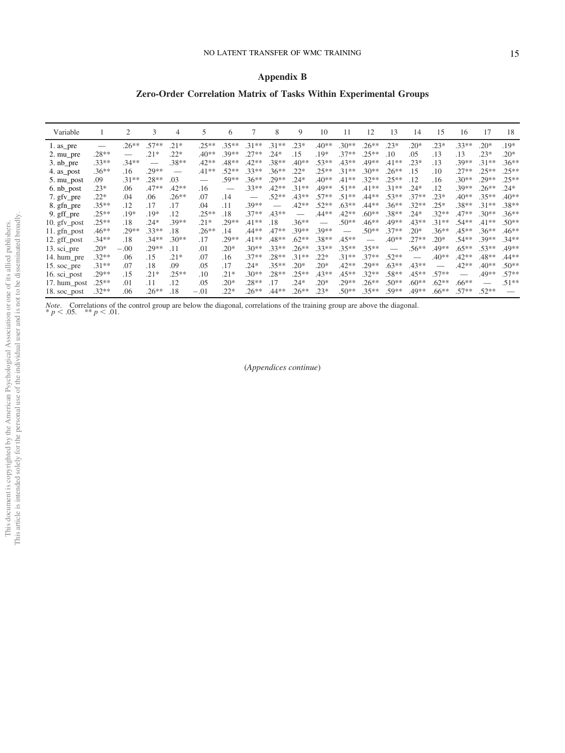## Appendix B

### Zero-Order Correlation Matrix of Tasks Within Experimental Groups

| Variable | 1 | 2 | 3 | 4 | 5 | 6 | 7 | 8 | 9 | 10 | 11 | 12 | 13 | 14 | 15 | 16 | 17 | 18 |
|---|---|---|---|---|---|---|---|---|---|---|---|---|---|---|---|---|---|---|
| 1. as_pre | — | .26** | .57** | .21* | .25** | .35** | .31** | .31** | .23* | .40** | .30** | .26** | .23* | .20* | .23* | .33** | .20* | .19* |
| 2. mu_pre | .28** | — | .21* | .22* | .40** | .39** | .27** | .24* | .15 | .19* | .37** | .25** | .10 | .05 | .13 | .13 | .23* | .20* |
| 3. nb_pre | .33** | .34** | — | .38** | .42** | .48** | .42** | .38** | .40** | .53** | .43** | .49** | .41** | .23* | .13 | .39** | .31** | .36** |
| 4. as_post | .36** | .16 | .29** | — | .41** | .52** | .33** | .36** | .22* | .25** | .31** | .30** | .26** | .15 | .10 | .27** | .25** | .25** |
| 5. mu_post | .09 | .31** | .28** | .03 | — | .59** | .36** | .29** | .24* | .40** | .41** | .32** | .25** | .12 | .16 | .30** | .29** | .25** |
| 6. nb_post | .23* | .06 | .47** | .42** | .16 | — | .33** | .42** | .31** | .49** | .51** | .41** | .31** | .24* | .12 | .39** | .26** | .24* |
| 7. gfv_pre | .22* | .04 | .06 | .26** | .07 | .14 | — | .52** | .43** | .57** | .51** | .44** | .53** | .37** | .23* | .40** | .35** | .40** |
| 8. gfn_pre | .35** | .12 | .17 | .17 | .04 | .11 | .39** | — | .42** | .52** | .63** | .44** | .36** | .32** | .25* | .38** | .31** | .38** |
| 9. gff_pre | .25** | .19* | .19* | .12 | .25** | .18 | .37** | .43** | — | .44** | .42** | .60** | .38** | .24* | .32** | .47** | .30** | .36** |
| 10. gfv_post | .25** | .18 | .24* | .39** | .21* | .29** | .41** | .18 | .36** | — | .50** | .46** | .49** | .43** | .31** | .54** | .41** | .50** |
| 11. gfn_post | .46** | .29** | .33** | .18 | .26** | .14 | .44** | .47** | .39** | .39** | — | .50** | .37** | .20* | .36** | .45** | .36** | .46** |
| 12. gff_post | .34** | .18 | .34** | .30** | .17 | .29** | .41** | .48** | .62** | .38** | .45** | — | .40** | .27** | .20* | .54** | .39** | .34** |
| 13. sci_pre | .20* | −.00 | .29** | .11 | .01 | .20* | .30** | .33** | .26** | .33** | .35** | .35** | — | .56** | .49** | .65** | .53** | .49** |
| 14. hum_pre | .32** | .06 | .15 | .21* | .07 | .16 | .37** | .28** | .31** | .22* | .31** | .37** | .52** | — | .40** | .42** | .48** | .44** |
| 15. soc_pre | .31** | .07 | .18 | .09 | .05 | .17 | .24* | .35** | .20* | .20* | .42** | .29** | .63** | .43** | — | .42** | .40** | .50** |
| 16. sci_post | .29** | .15 | .21* | .25** | .10 | .21* | .30** | .28** | .25** | .43** | .45** | .32** | .58** | .45** | .57** | — | .49** | .57** |
| 17. hum_post | .25** | .01 | .11 | .12 | .05 | .20* | .28** | .17 | .24* | .20* | .29** | .26** | .50** | .60** | .62** | .66** | — | .51** |
| 18. soc_post | .32** | .06 | .26** | .18 | −.01 | .22* | .26** | .44** | .26** | .23* | .50** | .35** | .59** | .49** | .66** | .57** | .52** | — |

*Note*. Correlations of the control group are below the diagonal, correlations of the training group are above the diagonal.
* $p < .05$. ** $p < .01$.

(*Appendices continue*)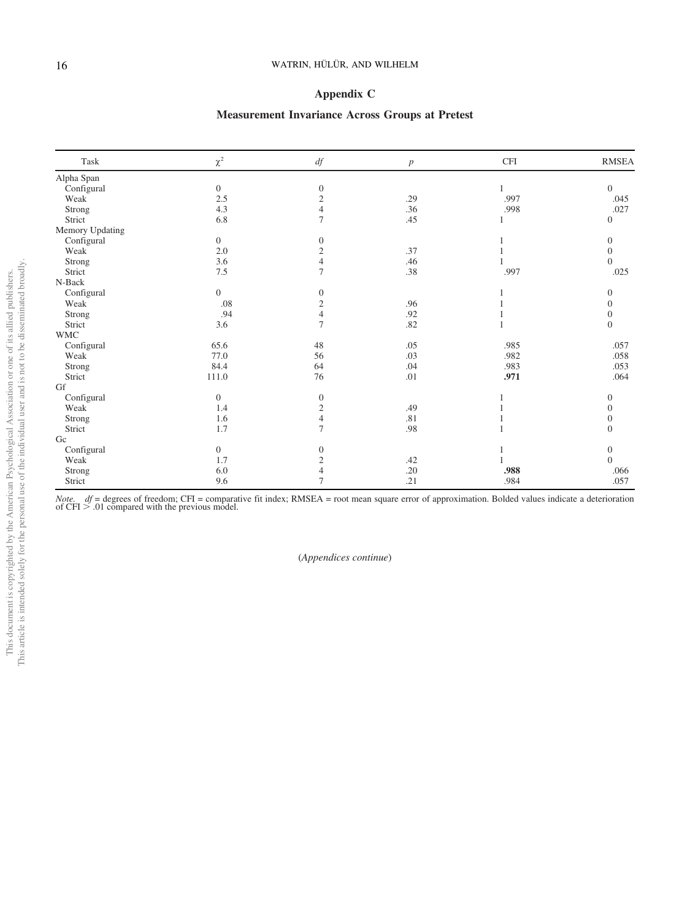## Appendix C

### Measurement Invariance Across Groups at Pretest

| Task | $\chi^2$ | *df* | *p* | CFI | RMSEA |
|---|---|---|---|---|---|
| Alpha Span | | | | | |
| Configural | 0 | 0 | | 1 | 0 |
| Weak | 2.5 | 2 | .29 | .997 | .045 |
| Strong | 4.3 | 4 | .36 | .998 | .027 |
| Strict | 6.8 | 7 | .45 | 1 | 0 |
| Memory Updating | | | | | |
| Configural | 0 | 0 | | 1 | 0 |
| Weak | 2.0 | 2 | .37 | 1 | 0 |
| Strong | 3.6 | 4 | .46 | 1 | 0 |
| Strict | 7.5 | 7 | .38 | .997 | .025 |
| N-Back | | | | | |
| Configural | 0 | 0 | | 1 | 0 |
| Weak | .08 | 2 | .96 | 1 | 0 |
| Strong | .94 | 4 | .92 | 1 | 0 |
| Strict | 3.6 | 7 | .82 | 1 | 0 |
| WMC | | | | | |
| Configural | 65.6 | 48 | .05 | .985 | .057 |
| Weak | 77.0 | 56 | .03 | .982 | .058 |
| Strong | 84.4 | 64 | .04 | .983 | .053 |
| Strict | 111.0 | 76 | .01 | **.971** | .064 |
| Gf | | | | | |
| Configural | 0 | 0 | | 1 | 0 |
| Weak | 1.4 | 2 | .49 | 1 | 0 |
| Strong | 1.6 | 4 | .81 | 1 | 0 |
| Strict | 1.7 | 7 | .98 | 1 | 0 |
| Gc | | | | | |
| Configural | 0 | 0 | | 1 | 0 |
| Weak | 1.7 | 2 | .42 | 1 | 0 |
| Strong | 6.0 | 4 | .20 | **.988** | .066 |
| Strict | 9.6 | 7 | .21 | .984 | .057 |

*Note.* *df* = degrees of freedom; CFI = comparative fit index; RMSEA = root mean square error of approximation. Bolded values indicate a deterioration of CFI > .01 compared with the previous model.

(*Appendices continue*)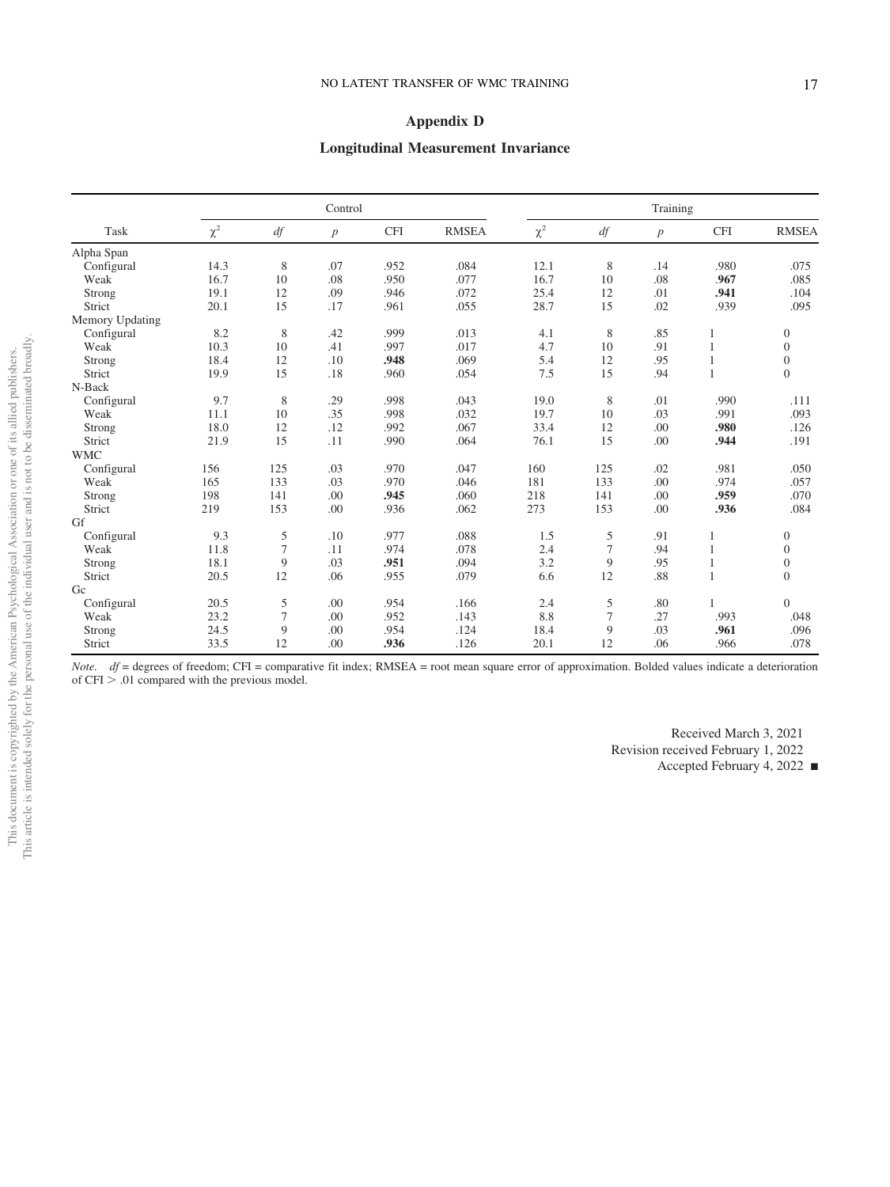## Appendix D

## Longitudinal Measurement Invariance

| Task | Control | | | | | Training | | | | |
|---|---|---|---|---|---|---|---|---|---|---|
| | $\chi^2$ | *df* | *p* | CFI | RMSEA | $\chi^2$ | *df* | *p* | CFI | RMSEA |
| Alpha Span | | | | | | | | | | |
| Configural | 14.3 | 8 | .07 | .952 | .084 | 12.1 | 8 | .14 | .980 | .075 |
| Weak | 16.7 | 10 | .08 | .950 | .077 | 16.7 | 10 | .08 | **.967** | .085 |
| Strong | 19.1 | 12 | .09 | .946 | .072 | 25.4 | 12 | .01 | **.941** | .104 |
| Strict | 20.1 | 15 | .17 | .961 | .055 | 28.7 | 15 | .02 | .939 | .095 |
| Memory Updating | | | | | | | | | | |
| Configural | 8.2 | 8 | .42 | .999 | .013 | 4.1 | 8 | .85 | 1 | 0 |
| Weak | 10.3 | 10 | .41 | .997 | .017 | 4.7 | 10 | .91 | 1 | 0 |
| Strong | 18.4 | 12 | .10 | **.948** | .069 | 5.4 | 12 | .95 | 1 | 0 |
| Strict | 19.9 | 15 | .18 | .960 | .054 | 7.5 | 15 | .94 | 1 | 0 |
| N-Back | | | | | | | | | | |
| Configural | 9.7 | 8 | .29 | .998 | .043 | 19.0 | 8 | .01 | .990 | .111 |
| Weak | 11.1 | 10 | .35 | .998 | .032 | 19.7 | 10 | .03 | .991 | .093 |
| Strong | 18.0 | 12 | .12 | .992 | .067 | 33.4 | 12 | .00 | **.980** | .126 |
| Strict | 21.9 | 15 | .11 | .990 | .064 | 76.1 | 15 | .00 | **.944** | .191 |
| WMC | | | | | | | | | | |
| Configural | 156 | 125 | .03 | .970 | .047 | 160 | 125 | .02 | .981 | .050 |
| Weak | 165 | 133 | .03 | .970 | .046 | 181 | 133 | .00 | .974 | .057 |
| Strong | 198 | 141 | .00 | **.945** | .060 | 218 | 141 | .00 | **.959** | .070 |
| Strict | 219 | 153 | .00 | .936 | .062 | 273 | 153 | .00 | **.936** | .084 |
| Gf | | | | | | | | | | |
| Configural | 9.3 | 5 | .10 | .977 | .088 | 1.5 | 5 | .91 | 1 | 0 |
| Weak | 11.8 | 7 | .11 | .974 | .078 | 2.4 | 7 | .94 | 1 | 0 |
| Strong | 18.1 | 9 | .03 | **.951** | .094 | 3.2 | 9 | .95 | 1 | 0 |
| Strict | 20.5 | 12 | .06 | .955 | .079 | 6.6 | 12 | .88 | 1 | 0 |
| Gc | | | | | | | | | | |
| Configural | 20.5 | 5 | .00 | .954 | .166 | 2.4 | 5 | .80 | 1 | 0 |
| Weak | 23.2 | 7 | .00 | .952 | .143 | 8.8 | 7 | .27 | .993 | .048 |
| Strong | 24.5 | 9 | .00 | .954 | .124 | 18.4 | 9 | .03 | **.961** | .096 |
| Strict | 33.5 | 12 | .00 | **.936** | .126 | 20.1 | 12 | .06 | .966 | .078 |

*Note.* *df* = degrees of freedom; CFI = comparative fit index; RMSEA = root mean square error of approximation. Bolded values indicate a deterioration of CFI > .01 compared with the previous model.

Received March 3, 2021
Revision received February 1, 2022
Accepted February 4, 2022 ■